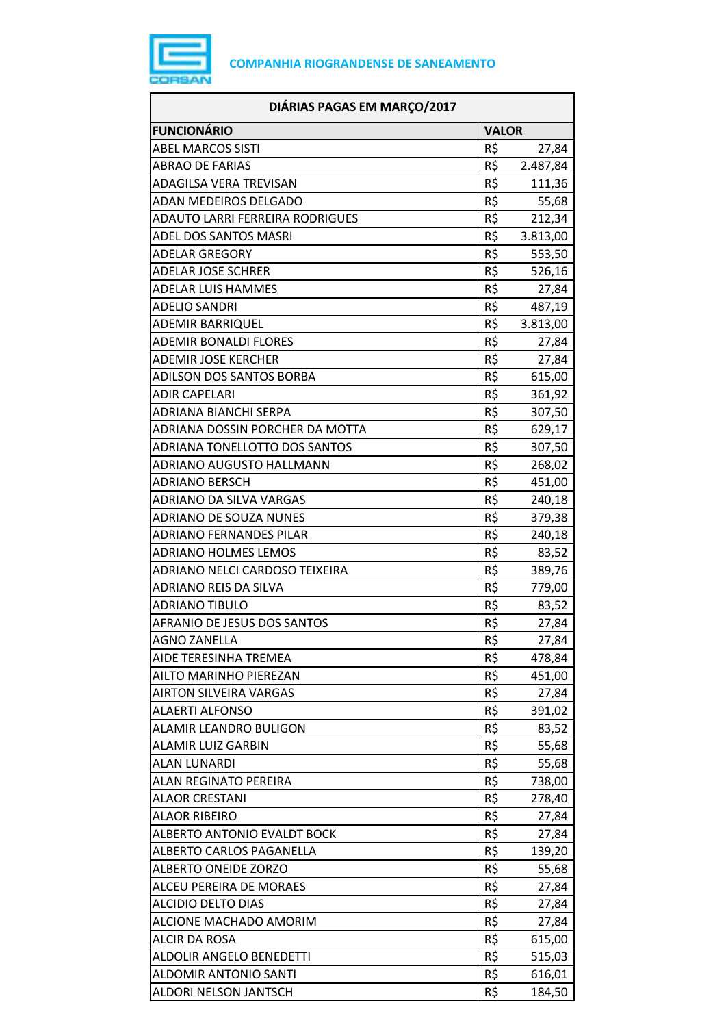**COMPANHIA RIOGRANDENSE DE SANEAMENTO**

| DIÁRIAS PAGAS EM MARÇO/2017 | | |
|---|---|---|
| **FUNCIONÁRIO** | **VALOR** | |
| ABEL MARCOS SISTI | R$ | 27,84 |
| ABRAO DE FARIAS | R$ | 2.487,84 |
| ADAGILSA VERA TREVISAN | R$ | 111,36 |
| ADAN MEDEIROS DELGADO | R$ | 55,68 |
| ADAUTO LARRI FERREIRA RODRIGUES | R$ | 212,34 |
| ADEL DOS SANTOS MASRI | R$ | 3.813,00 |
| ADELAR GREGORY | R$ | 553,50 |
| ADELAR JOSE SCHRER | R$ | 526,16 |
| ADELAR LUIS HAMMES | R$ | 27,84 |
| ADELIO SANDRI | R$ | 487,19 |
| ADEMIR BARRIQUEL | R$ | 3.813,00 |
| ADEMIR BONALDI FLORES | R$ | 27,84 |
| ADEMIR JOSE KERCHER | R$ | 27,84 |
| ADILSON DOS SANTOS BORBA | R$ | 615,00 |
| ADIR CAPELARI | R$ | 361,92 |
| ADRIANA BIANCHI SERPA | R$ | 307,50 |
| ADRIANA DOSSIN PORCHER DA MOTTA | R$ | 629,17 |
| ADRIANA TONELLOTTO DOS SANTOS | R$ | 307,50 |
| ADRIANO AUGUSTO HALLMANN | R$ | 268,02 |
| ADRIANO BERSCH | R$ | 451,00 |
| ADRIANO DA SILVA VARGAS | R$ | 240,18 |
| ADRIANO DE SOUZA NUNES | R$ | 379,38 |
| ADRIANO FERNANDES PILAR | R$ | 240,18 |
| ADRIANO HOLMES LEMOS | R$ | 83,52 |
| ADRIANO NELCI CARDOSO TEIXEIRA | R$ | 389,76 |
| ADRIANO REIS DA SILVA | R$ | 779,00 |
| ADRIANO TIBULO | R$ | 83,52 |
| AFRANIO DE JESUS DOS SANTOS | R$ | 27,84 |
| AGNO ZANELLA | R$ | 27,84 |
| AIDE TERESINHA TREMEA | R$ | 478,84 |
| AILTO MARINHO PIEREZAN | R$ | 451,00 |
| AIRTON SILVEIRA VARGAS | R$ | 27,84 |
| ALAERTI ALFONSO | R$ | 391,02 |
| ALAMIR LEANDRO BULIGON | R$ | 83,52 |
| ALAMIR LUIZ GARBIN | R$ | 55,68 |
| ALAN LUNARDI | R$ | 55,68 |
| ALAN REGINATO PEREIRA | R$ | 738,00 |
| ALAOR CRESTANI | R$ | 278,40 |
| ALAOR RIBEIRO | R$ | 27,84 |
| ALBERTO ANTONIO EVALDT BOCK | R$ | 27,84 |
| ALBERTO CARLOS PAGANELLA | R$ | 139,20 |
| ALBERTO ONEIDE ZORZO | R$ | 55,68 |
| ALCEU PEREIRA DE MORAES | R$ | 27,84 |
| ALCIDIO DELTO DIAS | R$ | 27,84 |
| ALCIONE MACHADO AMORIM | R$ | 27,84 |
| ALCIR DA ROSA | R$ | 615,00 |
| ALDOLIR ANGELO BENEDETTI | R$ | 515,03 |
| ALDOMIR ANTONIO SANTI | R$ | 616,01 |
| ALDORI NELSON JANTSCH | R$ | 184,50 |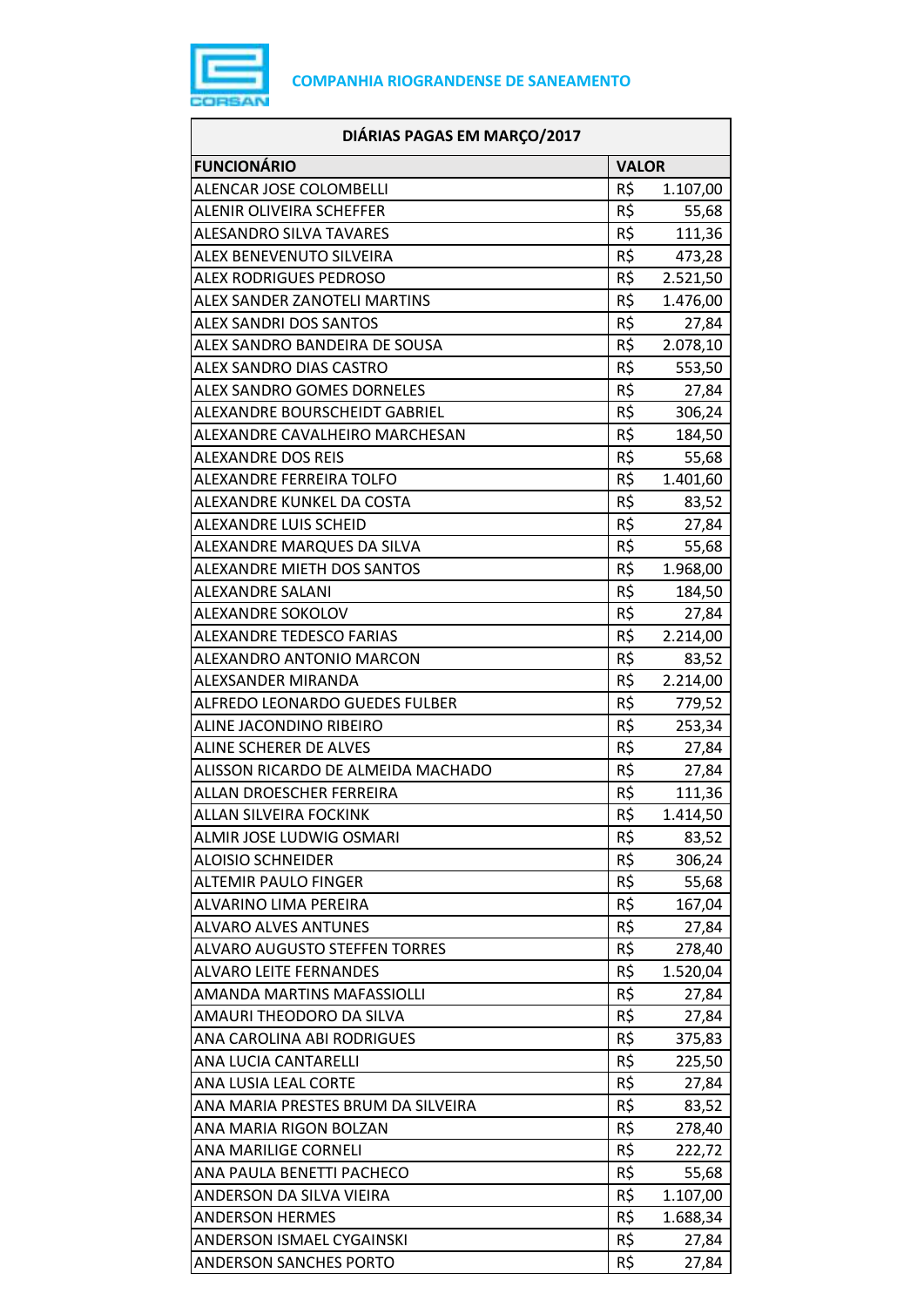**COMPANHIA RIOGRANDENSE DE SANEAMENTO**

| DIÁRIAS PAGAS EM MARÇO/2017 | |
|---|---|
| **FUNCIONÁRIO** | **VALOR** |
| ALENCAR JOSE COLOMBELLI | R$ 1.107,00 |
| ALENIR OLIVEIRA SCHEFFER | R$ 55,68 |
| ALESANDRO SILVA TAVARES | R$ 111,36 |
| ALEX BENEVENUTO SILVEIRA | R$ 473,28 |
| ALEX RODRIGUES PEDROSO | R$ 2.521,50 |
| ALEX SANDER ZANOTELI MARTINS | R$ 1.476,00 |
| ALEX SANDRI DOS SANTOS | R$ 27,84 |
| ALEX SANDRO BANDEIRA DE SOUSA | R$ 2.078,10 |
| ALEX SANDRO DIAS CASTRO | R$ 553,50 |
| ALEX SANDRO GOMES DORNELES | R$ 27,84 |
| ALEXANDRE BOURSCHEIDT GABRIEL | R$ 306,24 |
| ALEXANDRE CAVALHEIRO MARCHESAN | R$ 184,50 |
| ALEXANDRE DOS REIS | R$ 55,68 |
| ALEXANDRE FERREIRA TOLFO | R$ 1.401,60 |
| ALEXANDRE KUNKEL DA COSTA | R$ 83,52 |
| ALEXANDRE LUIS SCHEID | R$ 27,84 |
| ALEXANDRE MARQUES DA SILVA | R$ 55,68 |
| ALEXANDRE MIETH DOS SANTOS | R$ 1.968,00 |
| ALEXANDRE SALANI | R$ 184,50 |
| ALEXANDRE SOKOLOV | R$ 27,84 |
| ALEXANDRE TEDESCO FARIAS | R$ 2.214,00 |
| ALEXANDRO ANTONIO MARCON | R$ 83,52 |
| ALEXSANDER MIRANDA | R$ 2.214,00 |
| ALFREDO LEONARDO GUEDES FULBER | R$ 779,52 |
| ALINE JACONDINO RIBEIRO | R$ 253,34 |
| ALINE SCHERER DE ALVES | R$ 27,84 |
| ALISSON RICARDO DE ALMEIDA MACHADO | R$ 27,84 |
| ALLAN DROESCHER FERREIRA | R$ 111,36 |
| ALLAN SILVEIRA FOCKINK | R$ 1.414,50 |
| ALMIR JOSE LUDWIG OSMARI | R$ 83,52 |
| ALOISIO SCHNEIDER | R$ 306,24 |
| ALTEMIR PAULO FINGER | R$ 55,68 |
| ALVARINO LIMA PEREIRA | R$ 167,04 |
| ALVARO ALVES ANTUNES | R$ 27,84 |
| ALVARO AUGUSTO STEFFEN TORRES | R$ 278,40 |
| ALVARO LEITE FERNANDES | R$ 1.520,04 |
| AMANDA MARTINS MAFASSIOLLI | R$ 27,84 |
| AMAURI THEODORO DA SILVA | R$ 27,84 |
| ANA CAROLINA ABI RODRIGUES | R$ 375,83 |
| ANA LUCIA CANTARELLI | R$ 225,50 |
| ANA LUSIA LEAL CORTE | R$ 27,84 |
| ANA MARIA PRESTES BRUM DA SILVEIRA | R$ 83,52 |
| ANA MARIA RIGON BOLZAN | R$ 278,40 |
| ANA MARILIGE CORNELI | R$ 222,72 |
| ANA PAULA BENETTI PACHECO | R$ 55,68 |
| ANDERSON DA SILVA VIEIRA | R$ 1.107,00 |
| ANDERSON HERMES | R$ 1.688,34 |
| ANDERSON ISMAEL CYGAINSKI | R$ 27,84 |
| ANDERSON SANCHES PORTO | R$ 27,84 |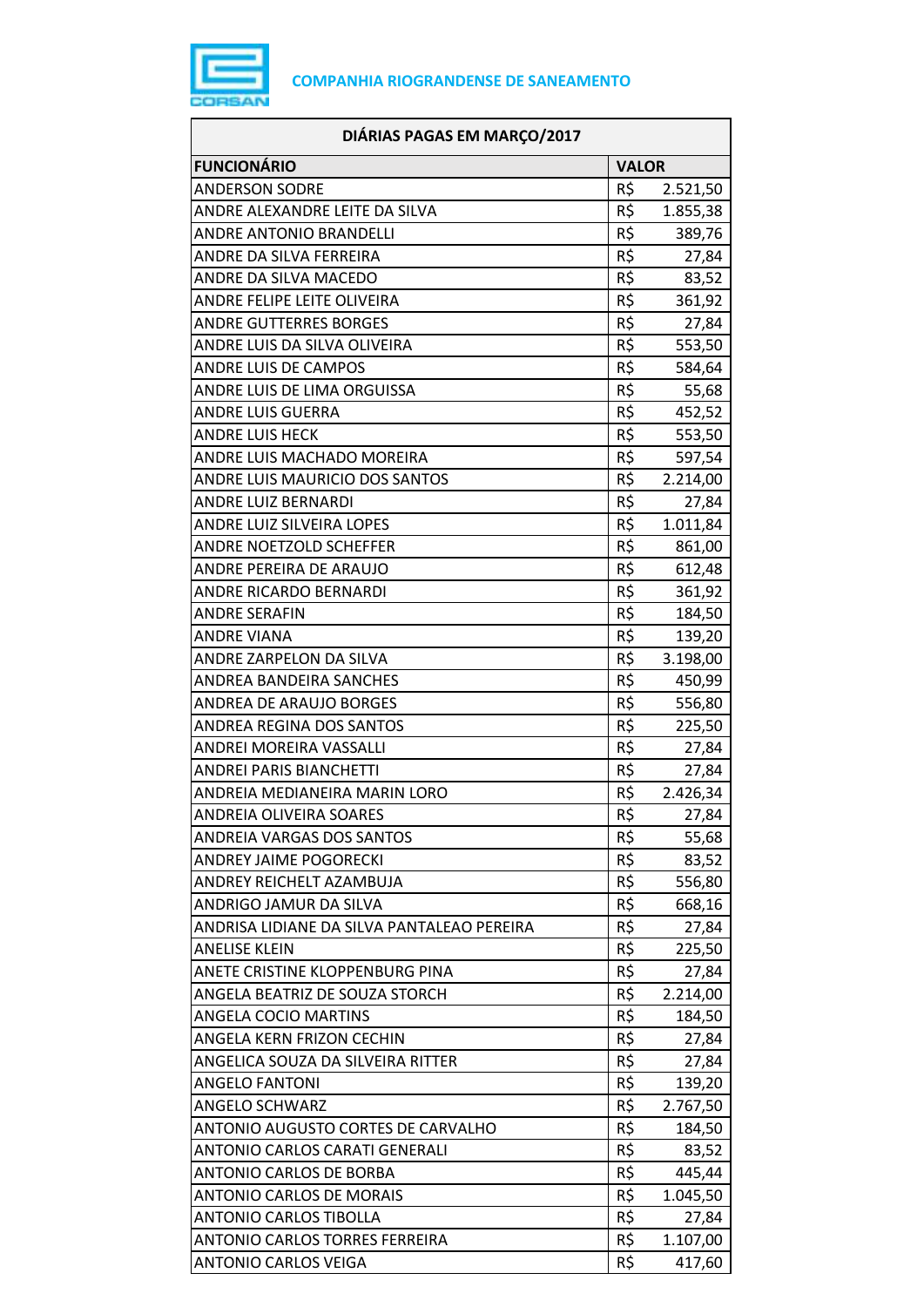COMPANHIA RIOGRANDENSE DE SANEAMENTO

| DIÁRIAS PAGAS EM MARÇO/2017 | |
|---|---|
| **FUNCIONÁRIO** | **VALOR** |
| ANDERSON SODRE | R$ 2.521,50 |
| ANDRE ALEXANDRE LEITE DA SILVA | R$ 1.855,38 |
| ANDRE ANTONIO BRANDELLI | R$ 389,76 |
| ANDRE DA SILVA FERREIRA | R$ 27,84 |
| ANDRE DA SILVA MACEDO | R$ 83,52 |
| ANDRE FELIPE LEITE OLIVEIRA | R$ 361,92 |
| ANDRE GUTTERRES BORGES | R$ 27,84 |
| ANDRE LUIS DA SILVA OLIVEIRA | R$ 553,50 |
| ANDRE LUIS DE CAMPOS | R$ 584,64 |
| ANDRE LUIS DE LIMA ORGUISSA | R$ 55,68 |
| ANDRE LUIS GUERRA | R$ 452,52 |
| ANDRE LUIS HECK | R$ 553,50 |
| ANDRE LUIS MACHADO MOREIRA | R$ 597,54 |
| ANDRE LUIS MAURICIO DOS SANTOS | R$ 2.214,00 |
| ANDRE LUIZ BERNARDI | R$ 27,84 |
| ANDRE LUIZ SILVEIRA LOPES | R$ 1.011,84 |
| ANDRE NOETZOLD SCHEFFER | R$ 861,00 |
| ANDRE PEREIRA DE ARAUJO | R$ 612,48 |
| ANDRE RICARDO BERNARDI | R$ 361,92 |
| ANDRE SERAFIN | R$ 184,50 |
| ANDRE VIANA | R$ 139,20 |
| ANDRE ZARPELON DA SILVA | R$ 3.198,00 |
| ANDREA BANDEIRA SANCHES | R$ 450,99 |
| ANDREA DE ARAUJO BORGES | R$ 556,80 |
| ANDREA REGINA DOS SANTOS | R$ 225,50 |
| ANDREI MOREIRA VASSALLI | R$ 27,84 |
| ANDREI PARIS BIANCHETTI | R$ 27,84 |
| ANDREIA MEDIANEIRA MARIN LORO | R$ 2.426,34 |
| ANDREIA OLIVEIRA SOARES | R$ 27,84 |
| ANDREIA VARGAS DOS SANTOS | R$ 55,68 |
| ANDREY JAIME POGORECKI | R$ 83,52 |
| ANDREY REICHELT AZAMBUJA | R$ 556,80 |
| ANDRIGO JAMUR DA SILVA | R$ 668,16 |
| ANDRISA LIDIANE DA SILVA PANTALEAO PEREIRA | R$ 27,84 |
| ANELISE KLEIN | R$ 225,50 |
| ANETE CRISTINE KLOPPENBURG PINA | R$ 27,84 |
| ANGELA BEATRIZ DE SOUZA STORCH | R$ 2.214,00 |
| ANGELA COCIO MARTINS | R$ 184,50 |
| ANGELA KERN FRIZON CECHIN | R$ 27,84 |
| ANGELICA SOUZA DA SILVEIRA RITTER | R$ 27,84 |
| ANGELO FANTONI | R$ 139,20 |
| ANGELO SCHWARZ | R$ 2.767,50 |
| ANTONIO AUGUSTO CORTES DE CARVALHO | R$ 184,50 |
| ANTONIO CARLOS CARATI GENERALI | R$ 83,52 |
| ANTONIO CARLOS DE BORBA | R$ 445,44 |
| ANTONIO CARLOS DE MORAIS | R$ 1.045,50 |
| ANTONIO CARLOS TIBOLLA | R$ 27,84 |
| ANTONIO CARLOS TORRES FERREIRA | R$ 1.107,00 |
| ANTONIO CARLOS VEIGA | R$ 417,60 |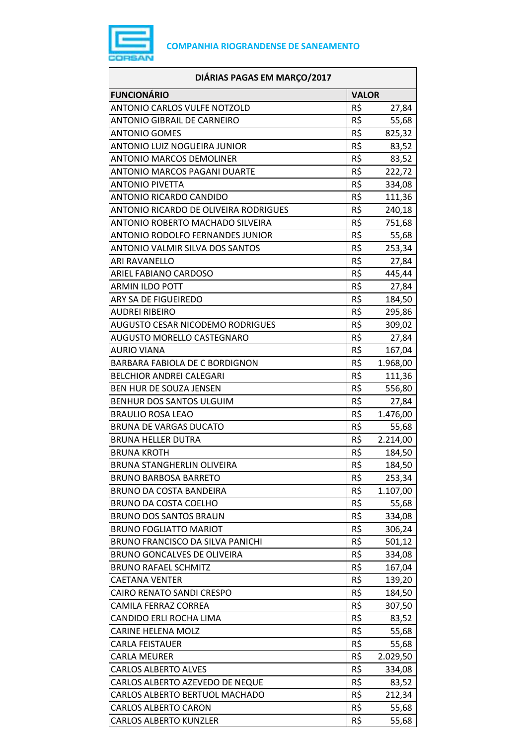**COMPANHIA RIOGRANDENSE DE SANEAMENTO**

| DIÁRIAS PAGAS EM MARÇO/2017 | | |
|---|---|---|
| **FUNCIONÁRIO** | **VALOR** | |
| ANTONIO CARLOS VULFE NOTZOLD | R$ | 27,84 |
| ANTONIO GIBRAIL DE CARNEIRO | R$ | 55,68 |
| ANTONIO GOMES | R$ | 825,32 |
| ANTONIO LUIZ NOGUEIRA JUNIOR | R$ | 83,52 |
| ANTONIO MARCOS DEMOLINER | R$ | 83,52 |
| ANTONIO MARCOS PAGANI DUARTE | R$ | 222,72 |
| ANTONIO PIVETTA | R$ | 334,08 |
| ANTONIO RICARDO CANDIDO | R$ | 111,36 |
| ANTONIO RICARDO DE OLIVEIRA RODRIGUES | R$ | 240,18 |
| ANTONIO ROBERTO MACHADO SILVEIRA | R$ | 751,68 |
| ANTONIO RODOLFO FERNANDES JUNIOR | R$ | 55,68 |
| ANTONIO VALMIR SILVA DOS SANTOS | R$ | 253,34 |
| ARI RAVANELLO | R$ | 27,84 |
| ARIEL FABIANO CARDOSO | R$ | 445,44 |
| ARMIN ILDO POTT | R$ | 27,84 |
| ARY SA DE FIGUEIREDO | R$ | 184,50 |
| AUDREI RIBEIRO | R$ | 295,86 |
| AUGUSTO CESAR NICODEMO RODRIGUES | R$ | 309,02 |
| AUGUSTO MORELLO CASTEGNARO | R$ | 27,84 |
| AURIO VIANA | R$ | 167,04 |
| BARBARA FABIOLA DE C BORDIGNON | R$ | 1.968,00 |
| BELCHIOR ANDREI CALEGARI | R$ | 111,36 |
| BEN HUR DE SOUZA JENSEN | R$ | 556,80 |
| BENHUR DOS SANTOS ULGUIM | R$ | 27,84 |
| BRAULIO ROSA LEAO | R$ | 1.476,00 |
| BRUNA DE VARGAS DUCATO | R$ | 55,68 |
| BRUNA HELLER DUTRA | R$ | 2.214,00 |
| BRUNA KROTH | R$ | 184,50 |
| BRUNA STANGHERLIN OLIVEIRA | R$ | 184,50 |
| BRUNO BARBOSA BARRETO | R$ | 253,34 |
| BRUNO DA COSTA BANDEIRA | R$ | 1.107,00 |
| BRUNO DA COSTA COELHO | R$ | 55,68 |
| BRUNO DOS SANTOS BRAUN | R$ | 334,08 |
| BRUNO FOGLIATTO MARIOT | R$ | 306,24 |
| BRUNO FRANCISCO DA SILVA PANICHI | R$ | 501,12 |
| BRUNO GONCALVES DE OLIVEIRA | R$ | 334,08 |
| BRUNO RAFAEL SCHMITZ | R$ | 167,04 |
| CAETANA VENTER | R$ | 139,20 |
| CAIRO RENATO SANDI CRESPO | R$ | 184,50 |
| CAMILA FERRAZ CORREA | R$ | 307,50 |
| CANDIDO ERLI ROCHA LIMA | R$ | 83,52 |
| CARINE HELENA MOLZ | R$ | 55,68 |
| CARLA FEISTAUER | R$ | 55,68 |
| CARLA MEURER | R$ | 2.029,50 |
| CARLOS ALBERTO ALVES | R$ | 334,08 |
| CARLOS ALBERTO AZEVEDO DE NEQUE | R$ | 83,52 |
| CARLOS ALBERTO BERTUOL MACHADO | R$ | 212,34 |
| CARLOS ALBERTO CARON | R$ | 55,68 |
| CARLOS ALBERTO KUNZLER | R$ | 55,68 |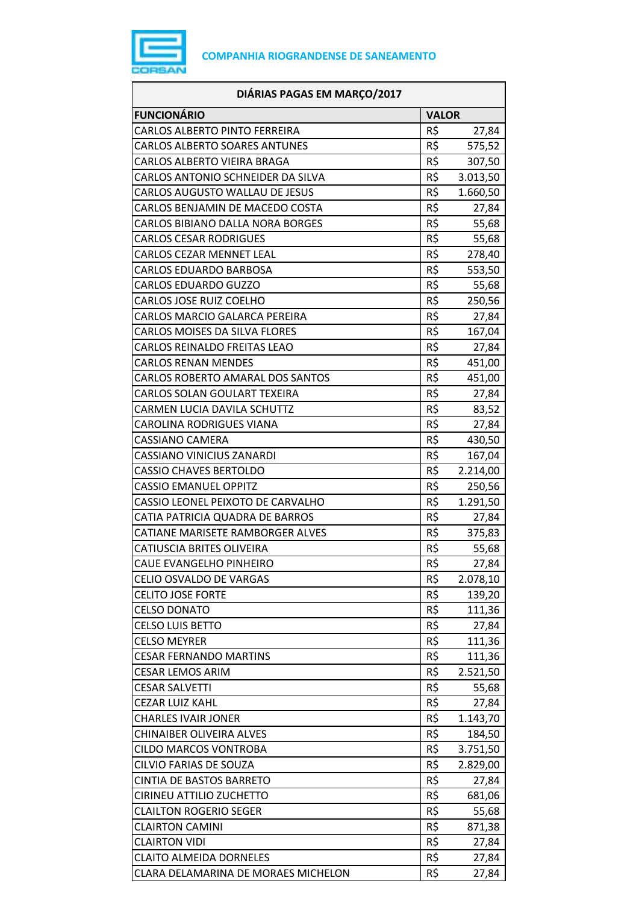COMPANHIA RIOGRANDENSE DE SANEAMENTO

| DIÁRIAS PAGAS EM MARÇO/2017 | | |
|---|---|---|
| **FUNCIONÁRIO** | **VALOR** | |
| CARLOS ALBERTO PINTO FERREIRA | R$ | 27,84 |
| CARLOS ALBERTO SOARES ANTUNES | R$ | 575,52 |
| CARLOS ALBERTO VIEIRA BRAGA | R$ | 307,50 |
| CARLOS ANTONIO SCHNEIDER DA SILVA | R$ | 3.013,50 |
| CARLOS AUGUSTO WALLAU DE JESUS | R$ | 1.660,50 |
| CARLOS BENJAMIN DE MACEDO COSTA | R$ | 27,84 |
| CARLOS BIBIANO DALLA NORA BORGES | R$ | 55,68 |
| CARLOS CESAR RODRIGUES | R$ | 55,68 |
| CARLOS CEZAR MENNET LEAL | R$ | 278,40 |
| CARLOS EDUARDO BARBOSA | R$ | 553,50 |
| CARLOS EDUARDO GUZZO | R$ | 55,68 |
| CARLOS JOSE RUIZ COELHO | R$ | 250,56 |
| CARLOS MARCIO GALARCA PEREIRA | R$ | 27,84 |
| CARLOS MOISES DA SILVA FLORES | R$ | 167,04 |
| CARLOS REINALDO FREITAS LEAO | R$ | 27,84 |
| CARLOS RENAN MENDES | R$ | 451,00 |
| CARLOS ROBERTO AMARAL DOS SANTOS | R$ | 451,00 |
| CARLOS SOLAN GOULART TEXEIRA | R$ | 27,84 |
| CARMEN LUCIA DAVILA SCHUTTZ | R$ | 83,52 |
| CAROLINA RODRIGUES VIANA | R$ | 27,84 |
| CASSIANO CAMERA | R$ | 430,50 |
| CASSIANO VINICIUS ZANARDI | R$ | 167,04 |
| CASSIO CHAVES BERTOLDO | R$ | 2.214,00 |
| CASSIO EMANUEL OPPITZ | R$ | 250,56 |
| CASSIO LEONEL PEIXOTO DE CARVALHO | R$ | 1.291,50 |
| CATIA PATRICIA QUADRA DE BARROS | R$ | 27,84 |
| CATIANE MARISETE RAMBORGER ALVES | R$ | 375,83 |
| CATIUSCIA BRITES OLIVEIRA | R$ | 55,68 |
| CAUE EVANGELHO PINHEIRO | R$ | 27,84 |
| CELIO OSVALDO DE VARGAS | R$ | 2.078,10 |
| CELITO JOSE FORTE | R$ | 139,20 |
| CELSO DONATO | R$ | 111,36 |
| CELSO LUIS BETTO | R$ | 27,84 |
| CELSO MEYRER | R$ | 111,36 |
| CESAR FERNANDO MARTINS | R$ | 111,36 |
| CESAR LEMOS ARIM | R$ | 2.521,50 |
| CESAR SALVETTI | R$ | 55,68 |
| CEZAR LUIZ KAHL | R$ | 27,84 |
| CHARLES IVAIR JONER | R$ | 1.143,70 |
| CHINAIBER OLIVEIRA ALVES | R$ | 184,50 |
| CILDO MARCOS VONTROBA | R$ | 3.751,50 |
| CILVIO FARIAS DE SOUZA | R$ | 2.829,00 |
| CINTIA DE BASTOS BARRETO | R$ | 27,84 |
| CIRINEU ATTILIO ZUCHETTO | R$ | 681,06 |
| CLAILTON ROGERIO SEGER | R$ | 55,68 |
| CLAIRTON CAMINI | R$ | 871,38 |
| CLAIRTON VIDI | R$ | 27,84 |
| CLAITO ALMEIDA DORNELES | R$ | 27,84 |
| CLARA DELAMARINA DE MORAES MICHELON | R$ | 27,84 |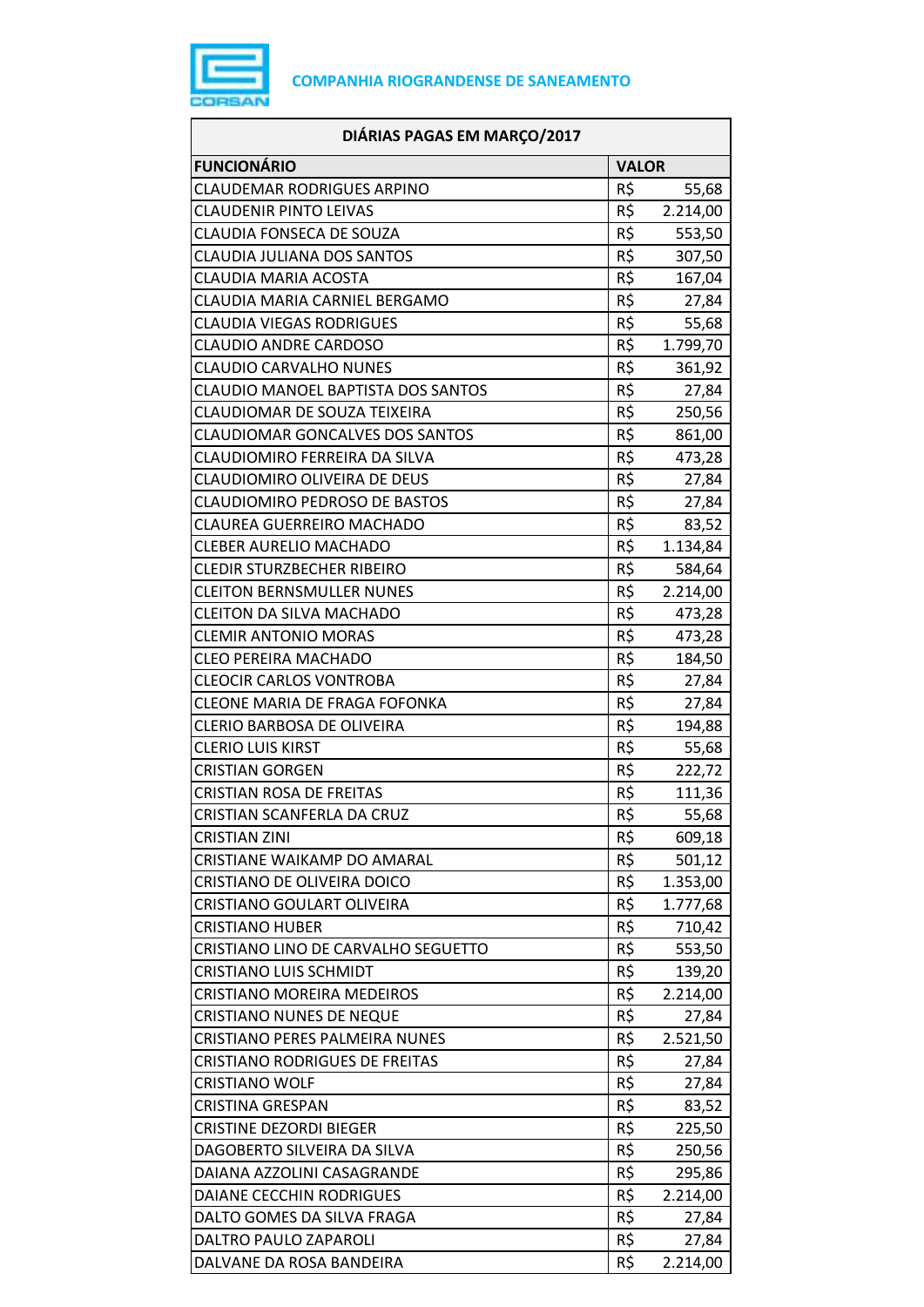**COMPANHIA RIOGRANDENSE DE SANEAMENTO**

| DIÁRIAS PAGAS EM MARÇO/2017 | |
|---|---|
| **FUNCIONÁRIO** | **VALOR** |
| CLAUDEMAR RODRIGUES ARPINO | R$ 55,68 |
| CLAUDENIR PINTO LEIVAS | R$ 2.214,00 |
| CLAUDIA FONSECA DE SOUZA | R$ 553,50 |
| CLAUDIA JULIANA DOS SANTOS | R$ 307,50 |
| CLAUDIA MARIA ACOSTA | R$ 167,04 |
| CLAUDIA MARIA CARNIEL BERGAMO | R$ 27,84 |
| CLAUDIA VIEGAS RODRIGUES | R$ 55,68 |
| CLAUDIO ANDRE CARDOSO | R$ 1.799,70 |
| CLAUDIO CARVALHO NUNES | R$ 361,92 |
| CLAUDIO MANOEL BAPTISTA DOS SANTOS | R$ 27,84 |
| CLAUDIOMAR DE SOUZA TEIXEIRA | R$ 250,56 |
| CLAUDIOMAR GONCALVES DOS SANTOS | R$ 861,00 |
| CLAUDIOMIRO FERREIRA DA SILVA | R$ 473,28 |
| CLAUDIOMIRO OLIVEIRA DE DEUS | R$ 27,84 |
| CLAUDIOMIRO PEDROSO DE BASTOS | R$ 27,84 |
| CLAUREA GUERREIRO MACHADO | R$ 83,52 |
| CLEBER AURELIO MACHADO | R$ 1.134,84 |
| CLEDIR STURZBECHER RIBEIRO | R$ 584,64 |
| CLEITON BERNSMULLER NUNES | R$ 2.214,00 |
| CLEITON DA SILVA MACHADO | R$ 473,28 |
| CLEMIR ANTONIO MORAS | R$ 473,28 |
| CLEO PEREIRA MACHADO | R$ 184,50 |
| CLEOCIR CARLOS VONTROBA | R$ 27,84 |
| CLEONE MARIA DE FRAGA FOFONKA | R$ 27,84 |
| CLERIO BARBOSA DE OLIVEIRA | R$ 194,88 |
| CLERIO LUIS KIRST | R$ 55,68 |
| CRISTIAN GORGEN | R$ 222,72 |
| CRISTIAN ROSA DE FREITAS | R$ 111,36 |
| CRISTIAN SCANFERLA DA CRUZ | R$ 55,68 |
| CRISTIAN ZINI | R$ 609,18 |
| CRISTIANE WAIKAMP DO AMARAL | R$ 501,12 |
| CRISTIANO DE OLIVEIRA DOICO | R$ 1.353,00 |
| CRISTIANO GOULART OLIVEIRA | R$ 1.777,68 |
| CRISTIANO HUBER | R$ 710,42 |
| CRISTIANO LINO DE CARVALHO SEGUETTO | R$ 553,50 |
| CRISTIANO LUIS SCHMIDT | R$ 139,20 |
| CRISTIANO MOREIRA MEDEIROS | R$ 2.214,00 |
| CRISTIANO NUNES DE NEQUE | R$ 27,84 |
| CRISTIANO PERES PALMEIRA NUNES | R$ 2.521,50 |
| CRISTIANO RODRIGUES DE FREITAS | R$ 27,84 |
| CRISTIANO WOLF | R$ 27,84 |
| CRISTINA GRESPAN | R$ 83,52 |
| CRISTINE DEZORDI BIEGER | R$ 225,50 |
| DAGOBERTO SILVEIRA DA SILVA | R$ 250,56 |
| DAIANA AZZOLINI CASAGRANDE | R$ 295,86 |
| DAIANE CECCHIN RODRIGUES | R$ 2.214,00 |
| DALTO GOMES DA SILVA FRAGA | R$ 27,84 |
| DALTRO PAULO ZAPAROLI | R$ 27,84 |
| DALVANE DA ROSA BANDEIRA | R$ 2.214,00 |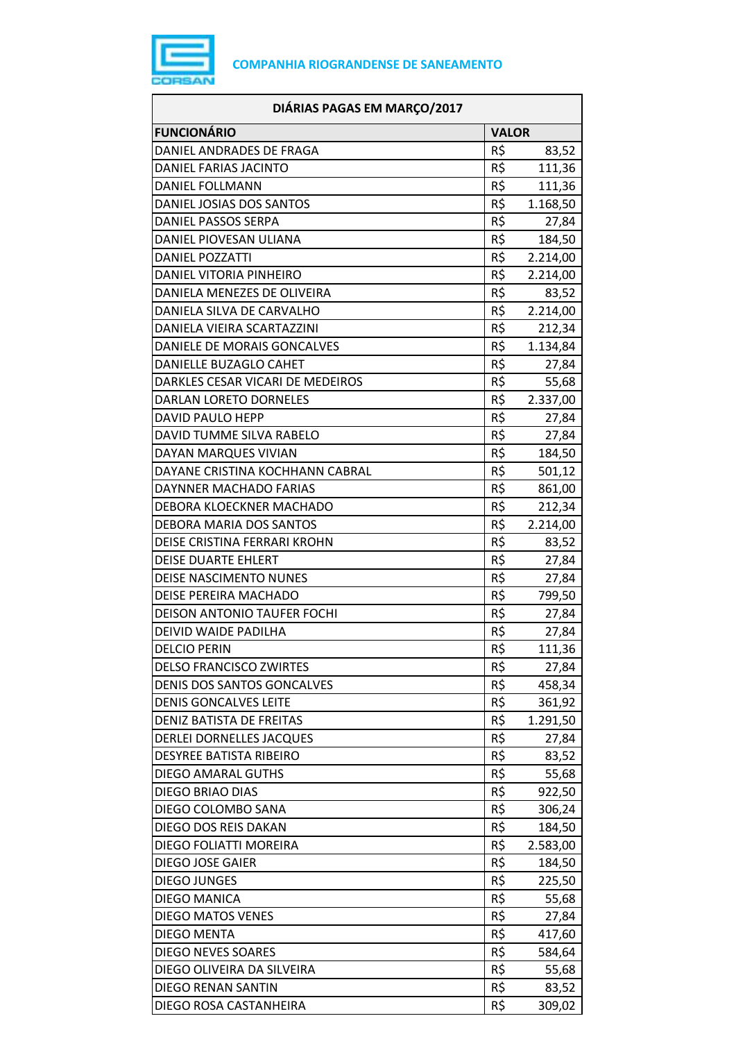COMPANHIA RIOGRANDENSE DE SANEAMENTO

| DIÁRIAS PAGAS EM MARÇO/2017 | | |
|---|---|---|
| **FUNCIONÁRIO** | **VALOR** | |
| DANIEL ANDRADES DE FRAGA | R$ | 83,52 |
| DANIEL FARIAS JACINTO | R$ | 111,36 |
| DANIEL FOLLMANN | R$ | 111,36 |
| DANIEL JOSIAS DOS SANTOS | R$ | 1.168,50 |
| DANIEL PASSOS SERPA | R$ | 27,84 |
| DANIEL PIOVESAN ULIANA | R$ | 184,50 |
| DANIEL POZZATTI | R$ | 2.214,00 |
| DANIEL VITORIA PINHEIRO | R$ | 2.214,00 |
| DANIELA MENEZES DE OLIVEIRA | R$ | 83,52 |
| DANIELA SILVA DE CARVALHO | R$ | 2.214,00 |
| DANIELA VIEIRA SCARTAZZINI | R$ | 212,34 |
| DANIELE DE MORAIS GONCALVES | R$ | 1.134,84 |
| DANIELLE BUZAGLO CAHET | R$ | 27,84 |
| DARKLES CESAR VICARI DE MEDEIROS | R$ | 55,68 |
| DARLAN LORETO DORNELES | R$ | 2.337,00 |
| DAVID PAULO HEPP | R$ | 27,84 |
| DAVID TUMME SILVA RABELO | R$ | 27,84 |
| DAYAN MARQUES VIVIAN | R$ | 184,50 |
| DAYANE CRISTINA KOCHHANN CABRAL | R$ | 501,12 |
| DAYNNER MACHADO FARIAS | R$ | 861,00 |
| DEBORA KLOECKNER MACHADO | R$ | 212,34 |
| DEBORA MARIA DOS SANTOS | R$ | 2.214,00 |
| DEISE CRISTINA FERRARI KROHN | R$ | 83,52 |
| DEISE DUARTE EHLERT | R$ | 27,84 |
| DEISE NASCIMENTO NUNES | R$ | 27,84 |
| DEISE PEREIRA MACHADO | R$ | 799,50 |
| DEISON ANTONIO TAUFER FOCHI | R$ | 27,84 |
| DEIVID WAIDE PADILHA | R$ | 27,84 |
| DELCIO PERIN | R$ | 111,36 |
| DELSO FRANCISCO ZWIRTES | R$ | 27,84 |
| DENIS DOS SANTOS GONCALVES | R$ | 458,34 |
| DENIS GONCALVES LEITE | R$ | 361,92 |
| DENIZ BATISTA DE FREITAS | R$ | 1.291,50 |
| DERLEI DORNELLES JACQUES | R$ | 27,84 |
| DESYREE BATISTA RIBEIRO | R$ | 83,52 |
| DIEGO AMARAL GUTHS | R$ | 55,68 |
| DIEGO BRIAO DIAS | R$ | 922,50 |
| DIEGO COLOMBO SANA | R$ | 306,24 |
| DIEGO DOS REIS DAKAN | R$ | 184,50 |
| DIEGO FOLIATTI MOREIRA | R$ | 2.583,00 |
| DIEGO JOSE GAIER | R$ | 184,50 |
| DIEGO JUNGES | R$ | 225,50 |
| DIEGO MANICA | R$ | 55,68 |
| DIEGO MATOS VENES | R$ | 27,84 |
| DIEGO MENTA | R$ | 417,60 |
| DIEGO NEVES SOARES | R$ | 584,64 |
| DIEGO OLIVEIRA DA SILVEIRA | R$ | 55,68 |
| DIEGO RENAN SANTIN | R$ | 83,52 |
| DIEGO ROSA CASTANHEIRA | R$ | 309,02 |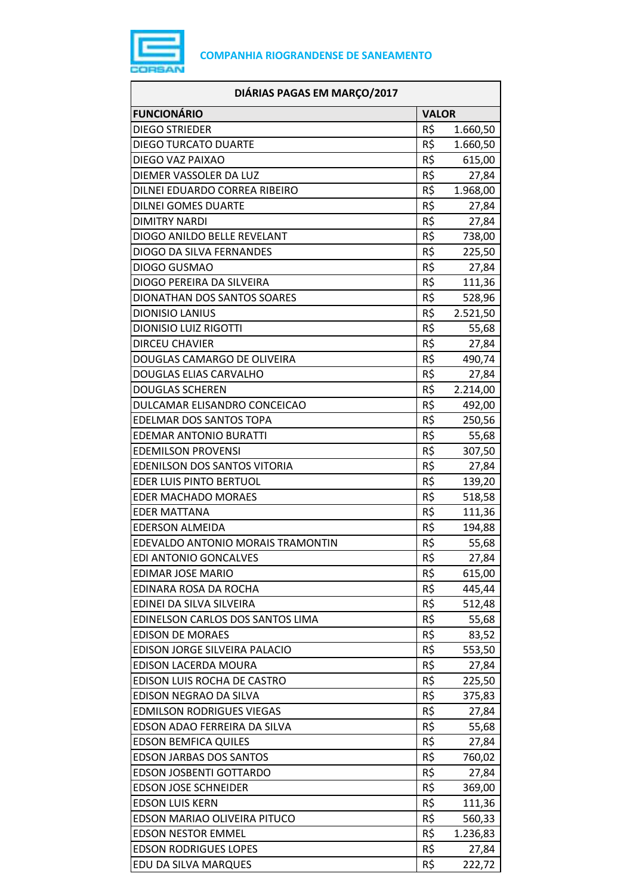COMPANHIA RIOGRANDENSE DE SANEAMENTO

| DIÁRIAS PAGAS EM MARÇO/2017 | |
|---|---|
| **FUNCIONÁRIO** | **VALOR** |
| DIEGO STRIEDER | R$ 1.660,50 |
| DIEGO TURCATO DUARTE | R$ 1.660,50 |
| DIEGO VAZ PAIXAO | R$ 615,00 |
| DIEMER VASSOLER DA LUZ | R$ 27,84 |
| DILNEI EDUARDO CORREA RIBEIRO | R$ 1.968,00 |
| DILNEI GOMES DUARTE | R$ 27,84 |
| DIMITRY NARDI | R$ 27,84 |
| DIOGO ANILDO BELLE REVELANT | R$ 738,00 |
| DIOGO DA SILVA FERNANDES | R$ 225,50 |
| DIOGO GUSMAO | R$ 27,84 |
| DIOGO PEREIRA DA SILVEIRA | R$ 111,36 |
| DIONATHAN DOS SANTOS SOARES | R$ 528,96 |
| DIONISIO LANIUS | R$ 2.521,50 |
| DIONISIO LUIZ RIGOTTI | R$ 55,68 |
| DIRCEU CHAVIER | R$ 27,84 |
| DOUGLAS CAMARGO DE OLIVEIRA | R$ 490,74 |
| DOUGLAS ELIAS CARVALHO | R$ 27,84 |
| DOUGLAS SCHEREN | R$ 2.214,00 |
| DULCAMAR ELISANDRO CONCEICAO | R$ 492,00 |
| EDELMAR DOS SANTOS TOPA | R$ 250,56 |
| EDEMAR ANTONIO BURATTI | R$ 55,68 |
| EDEMILSON PROVENSI | R$ 307,50 |
| EDENILSON DOS SANTOS VITORIA | R$ 27,84 |
| EDER LUIS PINTO BERTUOL | R$ 139,20 |
| EDER MACHADO MORAES | R$ 518,58 |
| EDER MATTANA | R$ 111,36 |
| EDERSON ALMEIDA | R$ 194,88 |
| EDEVALDO ANTONIO MORAIS TRAMONTIN | R$ 55,68 |
| EDI ANTONIO GONCALVES | R$ 27,84 |
| EDIMAR JOSE MARIO | R$ 615,00 |
| EDINARA ROSA DA ROCHA | R$ 445,44 |
| EDINEI DA SILVA SILVEIRA | R$ 512,48 |
| EDINELSON CARLOS DOS SANTOS LIMA | R$ 55,68 |
| EDISON DE MORAES | R$ 83,52 |
| EDISON JORGE SILVEIRA PALACIO | R$ 553,50 |
| EDISON LACERDA MOURA | R$ 27,84 |
| EDISON LUIS ROCHA DE CASTRO | R$ 225,50 |
| EDISON NEGRAO DA SILVA | R$ 375,83 |
| EDMILSON RODRIGUES VIEGAS | R$ 27,84 |
| EDSON ADAO FERREIRA DA SILVA | R$ 55,68 |
| EDSON BEMFICA QUILES | R$ 27,84 |
| EDSON JARBAS DOS SANTOS | R$ 760,02 |
| EDSON JOSBENTI GOTTARDO | R$ 27,84 |
| EDSON JOSE SCHNEIDER | R$ 369,00 |
| EDSON LUIS KERN | R$ 111,36 |
| EDSON MARIAO OLIVEIRA PITUCO | R$ 560,33 |
| EDSON NESTOR EMMEL | R$ 1.236,83 |
| EDSON RODRIGUES LOPES | R$ 27,84 |
| EDU DA SILVA MARQUES | R$ 222,72 |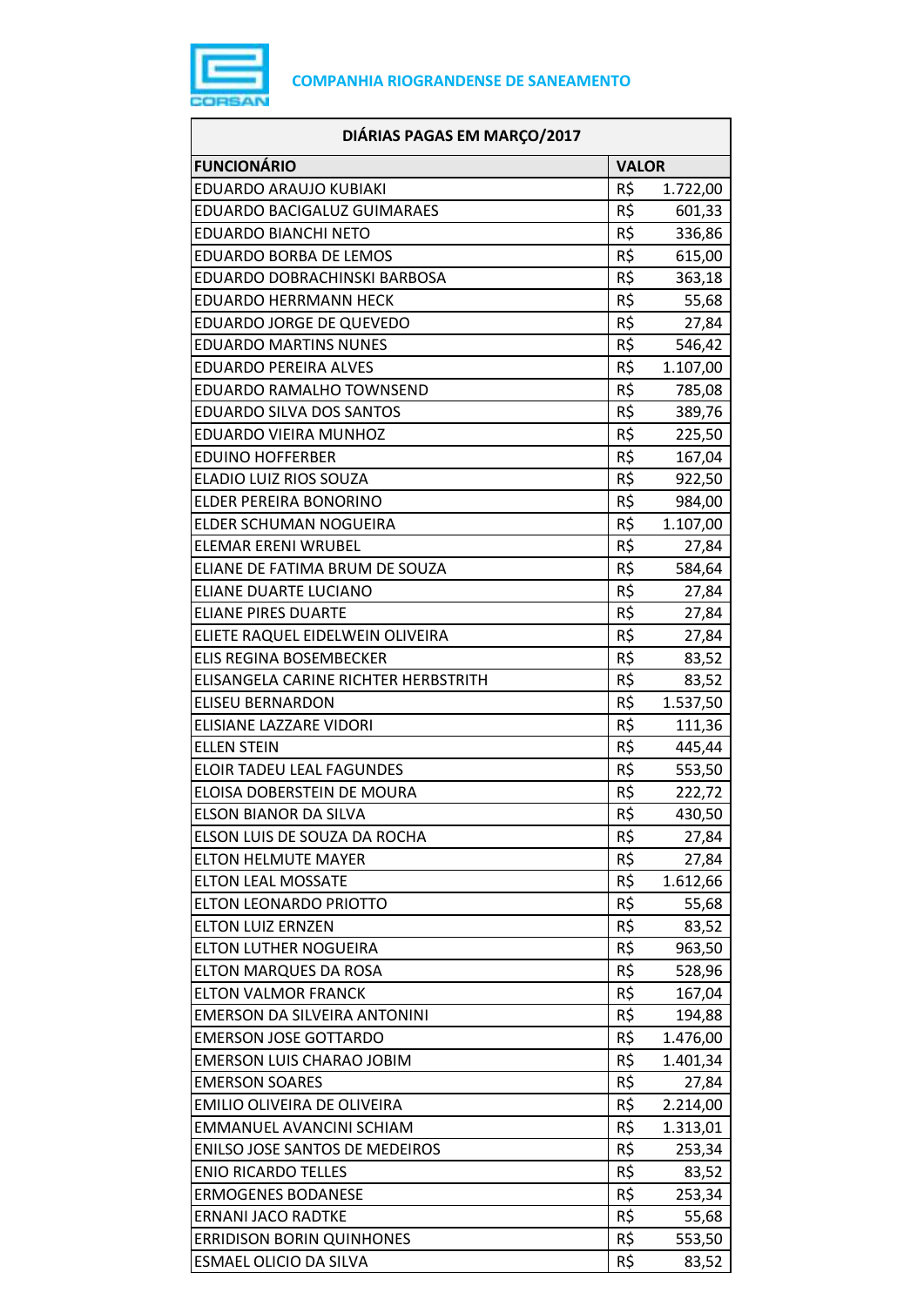COMPANHIA RIOGRANDENSE DE SANEAMENTO

| DIÁRIAS PAGAS EM MARÇO/2017 | |
|---|---|
| **FUNCIONÁRIO** | **VALOR** |
| EDUARDO ARAUJO KUBIAKI | R$ 1.722,00 |
| EDUARDO BACIGALUZ GUIMARAES | R$ 601,33 |
| EDUARDO BIANCHI NETO | R$ 336,86 |
| EDUARDO BORBA DE LEMOS | R$ 615,00 |
| EDUARDO DOBRACHINSKI BARBOSA | R$ 363,18 |
| EDUARDO HERRMANN HECK | R$ 55,68 |
| EDUARDO JORGE DE QUEVEDO | R$ 27,84 |
| EDUARDO MARTINS NUNES | R$ 546,42 |
| EDUARDO PEREIRA ALVES | R$ 1.107,00 |
| EDUARDO RAMALHO TOWNSEND | R$ 785,08 |
| EDUARDO SILVA DOS SANTOS | R$ 389,76 |
| EDUARDO VIEIRA MUNHOZ | R$ 225,50 |
| EDUINO HOFFERBER | R$ 167,04 |
| ELADIO LUIZ RIOS SOUZA | R$ 922,50 |
| ELDER PEREIRA BONORINO | R$ 984,00 |
| ELDER SCHUMAN NOGUEIRA | R$ 1.107,00 |
| ELEMAR ERENI WRUBEL | R$ 27,84 |
| ELIANE DE FATIMA BRUM DE SOUZA | R$ 584,64 |
| ELIANE DUARTE LUCIANO | R$ 27,84 |
| ELIANE PIRES DUARTE | R$ 27,84 |
| ELIETE RAQUEL EIDELWEIN OLIVEIRA | R$ 27,84 |
| ELIS REGINA BOSEMBECKER | R$ 83,52 |
| ELISANGELA CARINE RICHTER HERBSTRITH | R$ 83,52 |
| ELISEU BERNARDON | R$ 1.537,50 |
| ELISIANE LAZZARE VIDORI | R$ 111,36 |
| ELLEN STEIN | R$ 445,44 |
| ELOIR TADEU LEAL FAGUNDES | R$ 553,50 |
| ELOISA DOBERSTEIN DE MOURA | R$ 222,72 |
| ELSON BIANOR DA SILVA | R$ 430,50 |
| ELSON LUIS DE SOUZA DA ROCHA | R$ 27,84 |
| ELTON HELMUTE MAYER | R$ 27,84 |
| ELTON LEAL MOSSATE | R$ 1.612,66 |
| ELTON LEONARDO PRIOTTO | R$ 55,68 |
| ELTON LUIZ ERNZEN | R$ 83,52 |
| ELTON LUTHER NOGUEIRA | R$ 963,50 |
| ELTON MARQUES DA ROSA | R$ 528,96 |
| ELTON VALMOR FRANCK | R$ 167,04 |
| EMERSON DA SILVEIRA ANTONINI | R$ 194,88 |
| EMERSON JOSE GOTTARDO | R$ 1.476,00 |
| EMERSON LUIS CHARAO JOBIM | R$ 1.401,34 |
| EMERSON SOARES | R$ 27,84 |
| EMILIO OLIVEIRA DE OLIVEIRA | R$ 2.214,00 |
| EMMANUEL AVANCINI SCHIAM | R$ 1.313,01 |
| ENILSO JOSE SANTOS DE MEDEIROS | R$ 253,34 |
| ENIO RICARDO TELLES | R$ 83,52 |
| ERMOGENES BODANESE | R$ 253,34 |
| ERNANI JACO RADTKE | R$ 55,68 |
| ERRIDISON BORIN QUINHONES | R$ 553,50 |
| ESMAEL OLICIO DA SILVA | R$ 83,52 |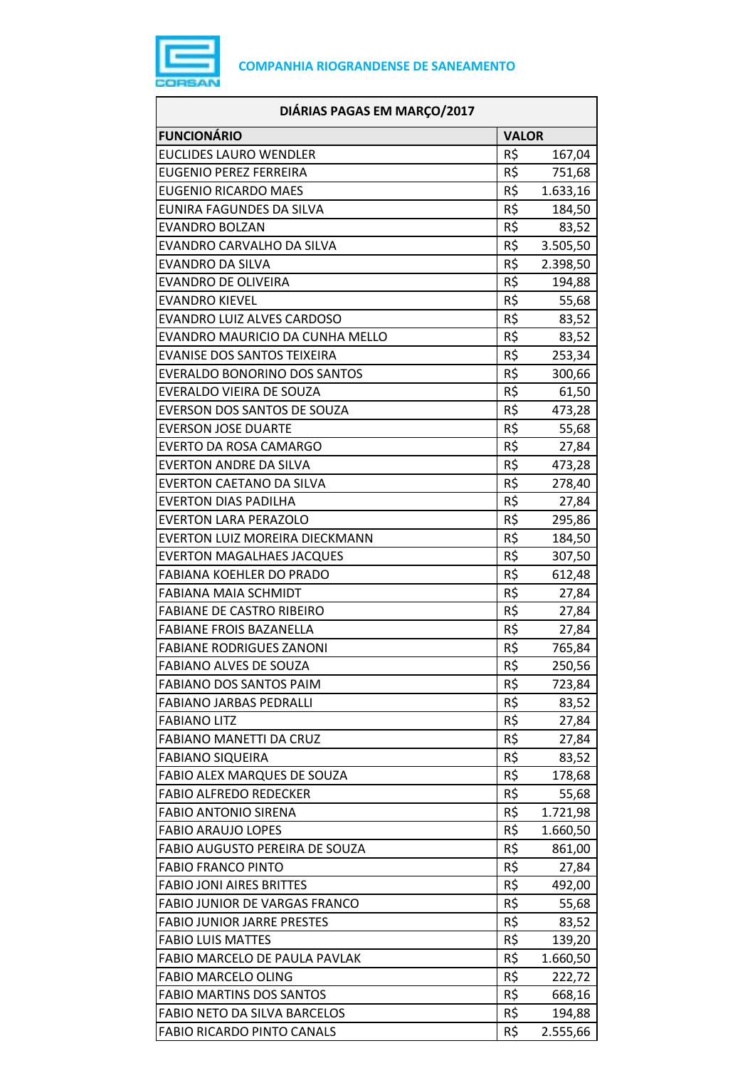COMPANHIA RIOGRANDENSE DE SANEAMENTO

| DIÁRIAS PAGAS EM MARÇO/2017 | | |
|---|---|---|
| **FUNCIONÁRIO** | **VALOR** | |
| EUCLIDES LAURO WENDLER | R$ | 167,04 |
| EUGENIO PEREZ FERREIRA | R$ | 751,68 |
| EUGENIO RICARDO MAES | R$ | 1.633,16 |
| EUNIRA FAGUNDES DA SILVA | R$ | 184,50 |
| EVANDRO BOLZAN | R$ | 83,52 |
| EVANDRO CARVALHO DA SILVA | R$ | 3.505,50 |
| EVANDRO DA SILVA | R$ | 2.398,50 |
| EVANDRO DE OLIVEIRA | R$ | 194,88 |
| EVANDRO KIEVEL | R$ | 55,68 |
| EVANDRO LUIZ ALVES CARDOSO | R$ | 83,52 |
| EVANDRO MAURICIO DA CUNHA MELLO | R$ | 83,52 |
| EVANISE DOS SANTOS TEIXEIRA | R$ | 253,34 |
| EVERALDO BONORINO DOS SANTOS | R$ | 300,66 |
| EVERALDO VIEIRA DE SOUZA | R$ | 61,50 |
| EVERSON DOS SANTOS DE SOUZA | R$ | 473,28 |
| EVERSON JOSE DUARTE | R$ | 55,68 |
| EVERTO DA ROSA CAMARGO | R$ | 27,84 |
| EVERTON ANDRE DA SILVA | R$ | 473,28 |
| EVERTON CAETANO DA SILVA | R$ | 278,40 |
| EVERTON DIAS PADILHA | R$ | 27,84 |
| EVERTON LARA PERAZOLO | R$ | 295,86 |
| EVERTON LUIZ MOREIRA DIECKMANN | R$ | 184,50 |
| EVERTON MAGALHAES JACQUES | R$ | 307,50 |
| FABIANA KOEHLER DO PRADO | R$ | 612,48 |
| FABIANA MAIA SCHMIDT | R$ | 27,84 |
| FABIANE DE CASTRO RIBEIRO | R$ | 27,84 |
| FABIANE FROIS BAZANELLA | R$ | 27,84 |
| FABIANE RODRIGUES ZANONI | R$ | 765,84 |
| FABIANO ALVES DE SOUZA | R$ | 250,56 |
| FABIANO DOS SANTOS PAIM | R$ | 723,84 |
| FABIANO JARBAS PEDRALLI | R$ | 83,52 |
| FABIANO LITZ | R$ | 27,84 |
| FABIANO MANETTI DA CRUZ | R$ | 27,84 |
| FABIANO SIQUEIRA | R$ | 83,52 |
| FABIO ALEX MARQUES DE SOUZA | R$ | 178,68 |
| FABIO ALFREDO REDECKER | R$ | 55,68 |
| FABIO ANTONIO SIRENA | R$ | 1.721,98 |
| FABIO ARAUJO LOPES | R$ | 1.660,50 |
| FABIO AUGUSTO PEREIRA DE SOUZA | R$ | 861,00 |
| FABIO FRANCO PINTO | R$ | 27,84 |
| FABIO JONI AIRES BRITTES | R$ | 492,00 |
| FABIO JUNIOR DE VARGAS FRANCO | R$ | 55,68 |
| FABIO JUNIOR JARRE PRESTES | R$ | 83,52 |
| FABIO LUIS MATTES | R$ | 139,20 |
| FABIO MARCELO DE PAULA PAVLAK | R$ | 1.660,50 |
| FABIO MARCELO OLING | R$ | 222,72 |
| FABIO MARTINS DOS SANTOS | R$ | 668,16 |
| FABIO NETO DA SILVA BARCELOS | R$ | 194,88 |
| FABIO RICARDO PINTO CANALS | R$ | 2.555,66 |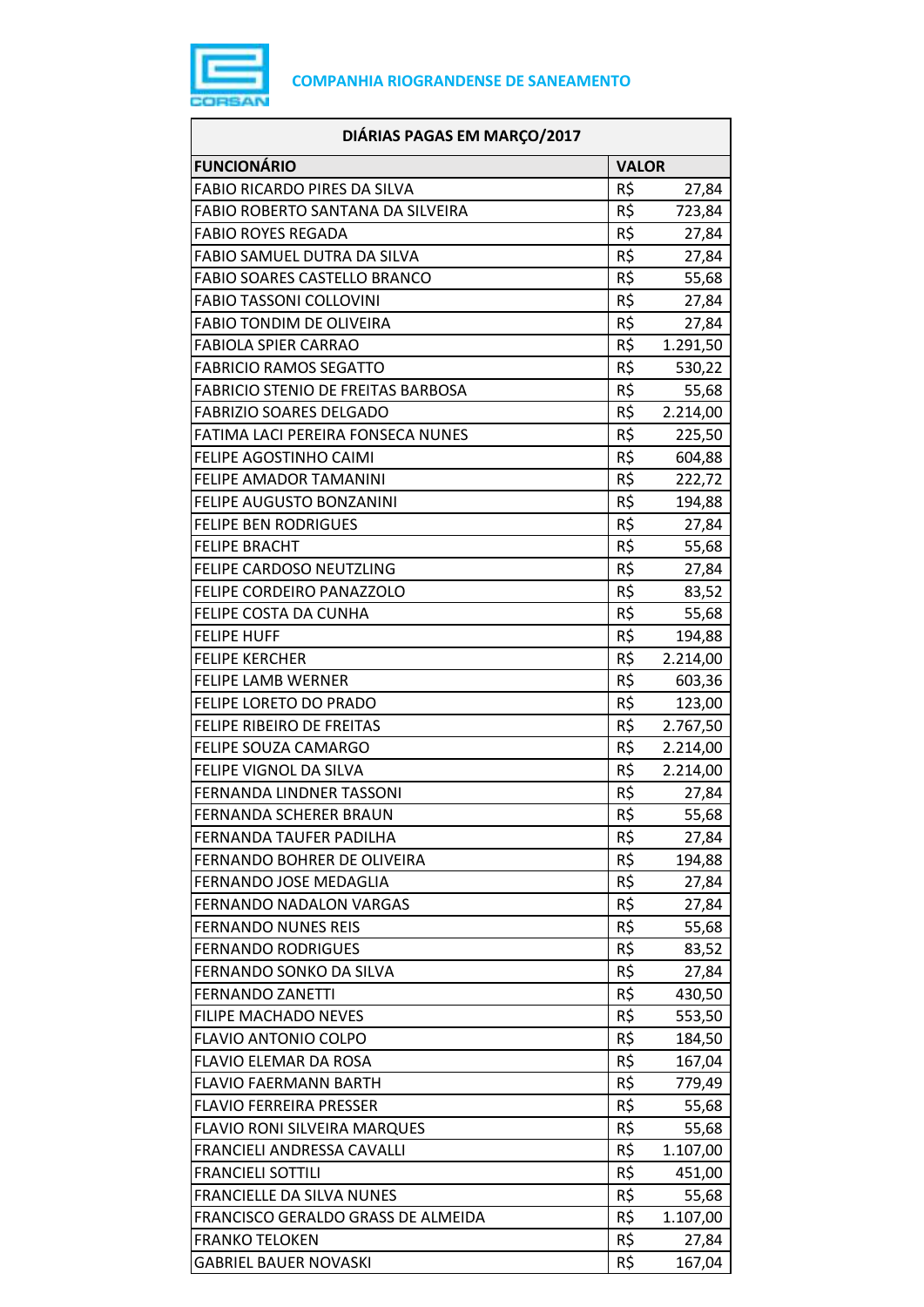COMPANHIA RIOGRANDENSE DE SANEAMENTO

| DIÁRIAS PAGAS EM MARÇO/2017 | |
|---|---|
| **FUNCIONÁRIO** | **VALOR** |
| FABIO RICARDO PIRES DA SILVA | R$ 27,84 |
| FABIO ROBERTO SANTANA DA SILVEIRA | R$ 723,84 |
| FABIO ROYES REGADA | R$ 27,84 |
| FABIO SAMUEL DUTRA DA SILVA | R$ 27,84 |
| FABIO SOARES CASTELLO BRANCO | R$ 55,68 |
| FABIO TASSONI COLLOVINI | R$ 27,84 |
| FABIO TONDIM DE OLIVEIRA | R$ 27,84 |
| FABIOLA SPIER CARRAO | R$ 1.291,50 |
| FABRICIO RAMOS SEGATTO | R$ 530,22 |
| FABRICIO STENIO DE FREITAS BARBOSA | R$ 55,68 |
| FABRIZIO SOARES DELGADO | R$ 2.214,00 |
| FATIMA LACI PEREIRA FONSECA NUNES | R$ 225,50 |
| FELIPE AGOSTINHO CAIMI | R$ 604,88 |
| FELIPE AMADOR TAMANINI | R$ 222,72 |
| FELIPE AUGUSTO BONZANINI | R$ 194,88 |
| FELIPE BEN RODRIGUES | R$ 27,84 |
| FELIPE BRACHT | R$ 55,68 |
| FELIPE CARDOSO NEUTZLING | R$ 27,84 |
| FELIPE CORDEIRO PANAZZOLO | R$ 83,52 |
| FELIPE COSTA DA CUNHA | R$ 55,68 |
| FELIPE HUFF | R$ 194,88 |
| FELIPE KERCHER | R$ 2.214,00 |
| FELIPE LAMB WERNER | R$ 603,36 |
| FELIPE LORETO DO PRADO | R$ 123,00 |
| FELIPE RIBEIRO DE FREITAS | R$ 2.767,50 |
| FELIPE SOUZA CAMARGO | R$ 2.214,00 |
| FELIPE VIGNOL DA SILVA | R$ 2.214,00 |
| FERNANDA LINDNER TASSONI | R$ 27,84 |
| FERNANDA SCHERER BRAUN | R$ 55,68 |
| FERNANDA TAUFER PADILHA | R$ 27,84 |
| FERNANDO BOHRER DE OLIVEIRA | R$ 194,88 |
| FERNANDO JOSE MEDAGLIA | R$ 27,84 |
| FERNANDO NADALON VARGAS | R$ 27,84 |
| FERNANDO NUNES REIS | R$ 55,68 |
| FERNANDO RODRIGUES | R$ 83,52 |
| FERNANDO SONKO DA SILVA | R$ 27,84 |
| FERNANDO ZANETTI | R$ 430,50 |
| FILIPE MACHADO NEVES | R$ 553,50 |
| FLAVIO ANTONIO COLPO | R$ 184,50 |
| FLAVIO ELEMAR DA ROSA | R$ 167,04 |
| FLAVIO FAERMANN BARTH | R$ 779,49 |
| FLAVIO FERREIRA PRESSER | R$ 55,68 |
| FLAVIO RONI SILVEIRA MARQUES | R$ 55,68 |
| FRANCIELI ANDRESSA CAVALLI | R$ 1.107,00 |
| FRANCIELI SOTTILI | R$ 451,00 |
| FRANCIELLE DA SILVA NUNES | R$ 55,68 |
| FRANCISCO GERALDO GRASS DE ALMEIDA | R$ 1.107,00 |
| FRANKO TELOKEN | R$ 27,84 |
| GABRIEL BAUER NOVASKI | R$ 167,04 |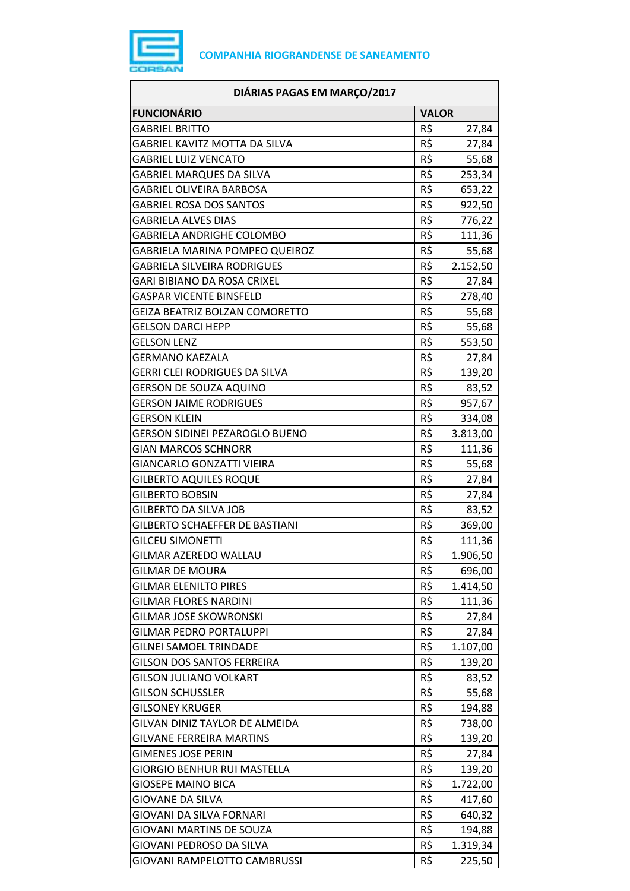**COMPANHIA RIOGRANDENSE DE SANEAMENTO**

| DIÁRIAS PAGAS EM MARÇO/2017 | |
|---|---|
| **FUNCIONÁRIO** | **VALOR** |
| GABRIEL BRITTO | R$ 27,84 |
| GABRIEL KAVITZ MOTTA DA SILVA | R$ 27,84 |
| GABRIEL LUIZ VENCATO | R$ 55,68 |
| GABRIEL MARQUES DA SILVA | R$ 253,34 |
| GABRIEL OLIVEIRA BARBOSA | R$ 653,22 |
| GABRIEL ROSA DOS SANTOS | R$ 922,50 |
| GABRIELA ALVES DIAS | R$ 776,22 |
| GABRIELA ANDRIGHE COLOMBO | R$ 111,36 |
| GABRIELA MARINA POMPEO QUEIROZ | R$ 55,68 |
| GABRIELA SILVEIRA RODRIGUES | R$ 2.152,50 |
| GARI BIBIANO DA ROSA CRIXEL | R$ 27,84 |
| GASPAR VICENTE BINSFELD | R$ 278,40 |
| GEIZA BEATRIZ BOLZAN COMORETTO | R$ 55,68 |
| GELSON DARCI HEPP | R$ 55,68 |
| GELSON LENZ | R$ 553,50 |
| GERMANO KAEZALA | R$ 27,84 |
| GERRI CLEI RODRIGUES DA SILVA | R$ 139,20 |
| GERSON DE SOUZA AQUINO | R$ 83,52 |
| GERSON JAIME RODRIGUES | R$ 957,67 |
| GERSON KLEIN | R$ 334,08 |
| GERSON SIDINEI PEZAROGLO BUENO | R$ 3.813,00 |
| GIAN MARCOS SCHNORR | R$ 111,36 |
| GIANCARLO GONZATTI VIEIRA | R$ 55,68 |
| GILBERTO AQUILES ROQUE | R$ 27,84 |
| GILBERTO BOBSIN | R$ 27,84 |
| GILBERTO DA SILVA JOB | R$ 83,52 |
| GILBERTO SCHAEFFER DE BASTIANI | R$ 369,00 |
| GILCEU SIMONETTI | R$ 111,36 |
| GILMAR AZEREDO WALLAU | R$ 1.906,50 |
| GILMAR DE MOURA | R$ 696,00 |
| GILMAR ELENILTO PIRES | R$ 1.414,50 |
| GILMAR FLORES NARDINI | R$ 111,36 |
| GILMAR JOSE SKOWRONSKI | R$ 27,84 |
| GILMAR PEDRO PORTALUPPI | R$ 27,84 |
| GILNEI SAMOEL TRINDADE | R$ 1.107,00 |
| GILSON DOS SANTOS FERREIRA | R$ 139,20 |
| GILSON JULIANO VOLKART | R$ 83,52 |
| GILSON SCHUSSLER | R$ 55,68 |
| GILSONEY KRUGER | R$ 194,88 |
| GILVAN DINIZ TAYLOR DE ALMEIDA | R$ 738,00 |
| GILVANE FERREIRA MARTINS | R$ 139,20 |
| GIMENES JOSE PERIN | R$ 27,84 |
| GIORGIO BENHUR RUI MASTELLA | R$ 139,20 |
| GIOSEPE MAINO BICA | R$ 1.722,00 |
| GIOVANE DA SILVA | R$ 417,60 |
| GIOVANI DA SILVA FORNARI | R$ 640,32 |
| GIOVANI MARTINS DE SOUZA | R$ 194,88 |
| GIOVANI PEDROSO DA SILVA | R$ 1.319,34 |
| GIOVANI RAMPELOTTO CAMBRUSSI | R$ 225,50 |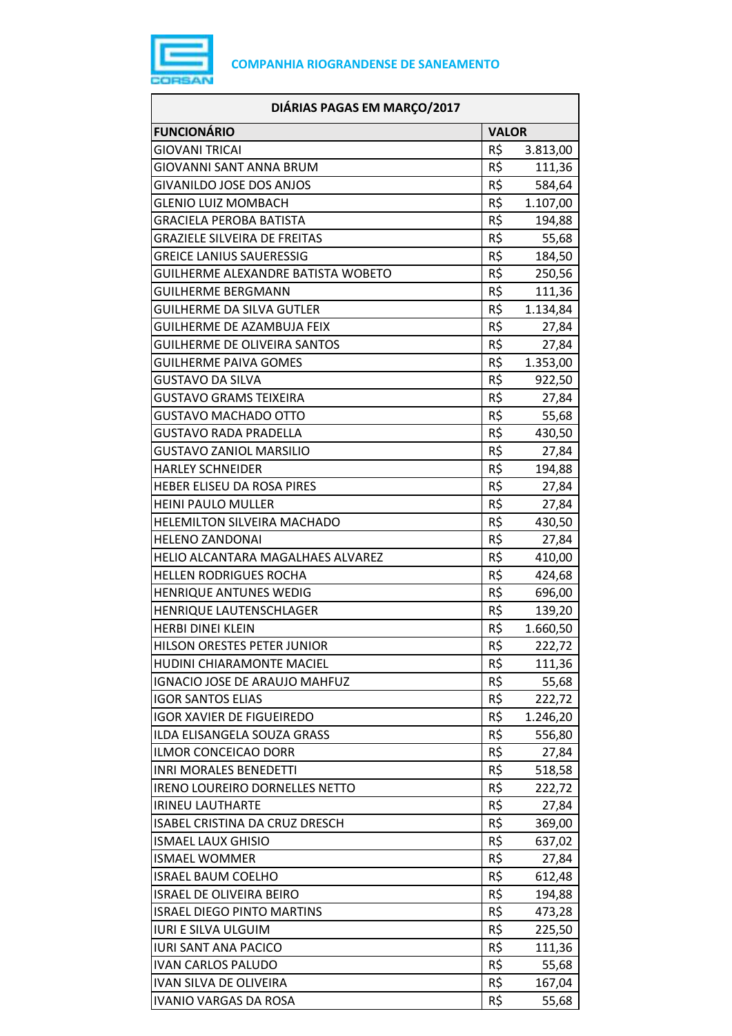**COMPANHIA RIOGRANDENSE DE SANEAMENTO**

| DIÁRIAS PAGAS EM MARÇO/2017 | | |
|---|---|---|
| **FUNCIONÁRIO** | **VALOR** | |
| GIOVANI TRICAI | R$ | 3.813,00 |
| GIOVANNI SANT ANNA BRUM | R$ | 111,36 |
| GIVANILDO JOSE DOS ANJOS | R$ | 584,64 |
| GLENIO LUIZ MOMBACH | R$ | 1.107,00 |
| GRACIELA PEROBA BATISTA | R$ | 194,88 |
| GRAZIELE SILVEIRA DE FREITAS | R$ | 55,68 |
| GREICE LANIUS SAUERESSIG | R$ | 184,50 |
| GUILHERME ALEXANDRE BATISTA WOBETO | R$ | 250,56 |
| GUILHERME BERGMANN | R$ | 111,36 |
| GUILHERME DA SILVA GUTLER | R$ | 1.134,84 |
| GUILHERME DE AZAMBUJA FEIX | R$ | 27,84 |
| GUILHERME DE OLIVEIRA SANTOS | R$ | 27,84 |
| GUILHERME PAIVA GOMES | R$ | 1.353,00 |
| GUSTAVO DA SILVA | R$ | 922,50 |
| GUSTAVO GRAMS TEIXEIRA | R$ | 27,84 |
| GUSTAVO MACHADO OTTO | R$ | 55,68 |
| GUSTAVO RADA PRADELLA | R$ | 430,50 |
| GUSTAVO ZANIOL MARSILIO | R$ | 27,84 |
| HARLEY SCHNEIDER | R$ | 194,88 |
| HEBER ELISEU DA ROSA PIRES | R$ | 27,84 |
| HEINI PAULO MULLER | R$ | 27,84 |
| HELEMILTON SILVEIRA MACHADO | R$ | 430,50 |
| HELENO ZANDONAI | R$ | 27,84 |
| HELIO ALCANTARA MAGALHAES ALVAREZ | R$ | 410,00 |
| HELLEN RODRIGUES ROCHA | R$ | 424,68 |
| HENRIQUE ANTUNES WEDIG | R$ | 696,00 |
| HENRIQUE LAUTENSCHLAGER | R$ | 139,20 |
| HERBI DINEI KLEIN | R$ | 1.660,50 |
| HILSON ORESTES PETER JUNIOR | R$ | 222,72 |
| HUDINI CHIARAMONTE MACIEL | R$ | 111,36 |
| IGNACIO JOSE DE ARAUJO MAHFUZ | R$ | 55,68 |
| IGOR SANTOS ELIAS | R$ | 222,72 |
| IGOR XAVIER DE FIGUEIREDO | R$ | 1.246,20 |
| ILDA ELISANGELA SOUZA GRASS | R$ | 556,80 |
| ILMOR CONCEICAO DORR | R$ | 27,84 |
| INRI MORALES BENEDETTI | R$ | 518,58 |
| IRENO LOUREIRO DORNELLES NETTO | R$ | 222,72 |
| IRINEU LAUTHARTE | R$ | 27,84 |
| ISABEL CRISTINA DA CRUZ DRESCH | R$ | 369,00 |
| ISMAEL LAUX GHISIO | R$ | 637,02 |
| ISMAEL WOMMER | R$ | 27,84 |
| ISRAEL BAUM COELHO | R$ | 612,48 |
| ISRAEL DE OLIVEIRA BEIRO | R$ | 194,88 |
| ISRAEL DIEGO PINTO MARTINS | R$ | 473,28 |
| IURI E SILVA ULGUIM | R$ | 225,50 |
| IURI SANT ANA PACICO | R$ | 111,36 |
| IVAN CARLOS PALUDO | R$ | 55,68 |
| IVAN SILVA DE OLIVEIRA | R$ | 167,04 |
| IVANIO VARGAS DA ROSA | R$ | 55,68 |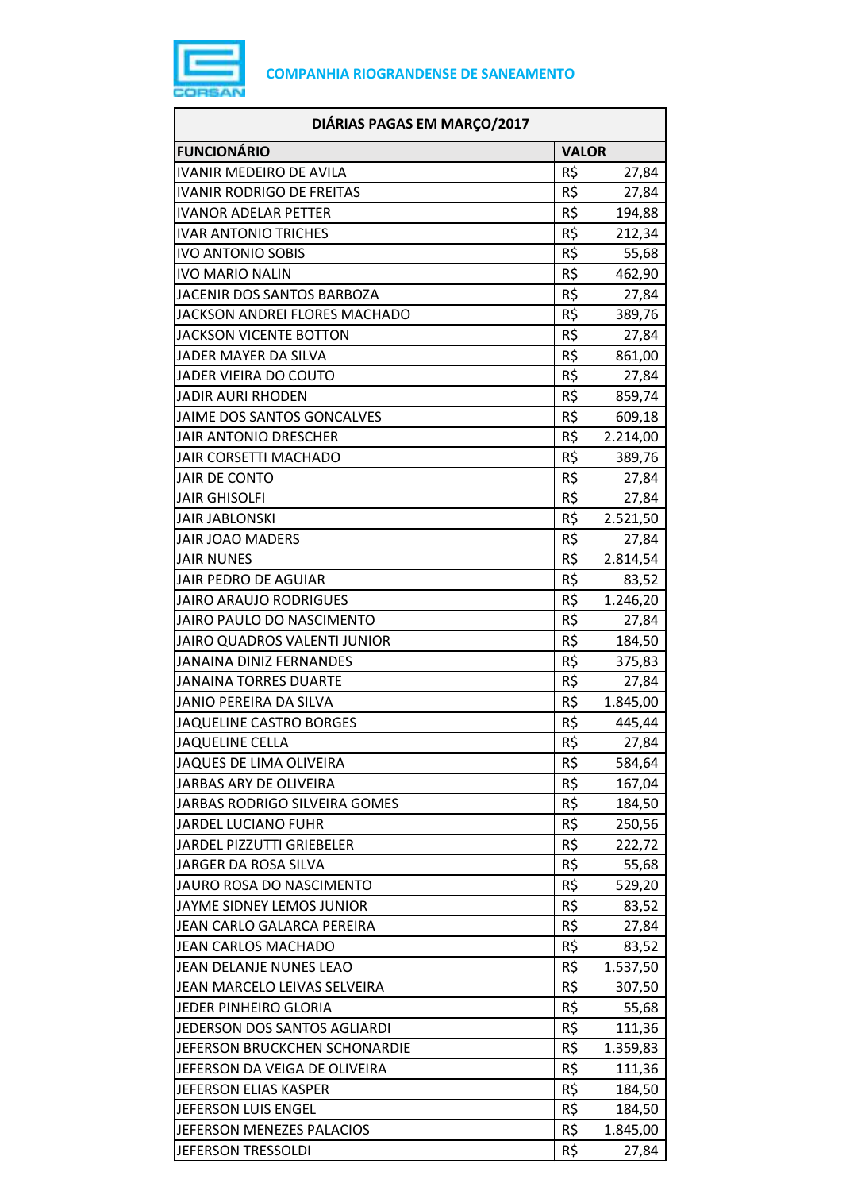**COMPANHIA RIOGRANDENSE DE SANEAMENTO**

| DIÁRIAS PAGAS EM MARÇO/2017 | | |
|---|---|---|
| **FUNCIONÁRIO** | **VALOR** | |
| IVANIR MEDEIRO DE AVILA | R$ | 27,84 |
| IVANIR RODRIGO DE FREITAS | R$ | 27,84 |
| IVANOR ADELAR PETTER | R$ | 194,88 |
| IVAR ANTONIO TRICHES | R$ | 212,34 |
| IVO ANTONIO SOBIS | R$ | 55,68 |
| IVO MARIO NALIN | R$ | 462,90 |
| JACENIR DOS SANTOS BARBOZA | R$ | 27,84 |
| JACKSON ANDREI FLORES MACHADO | R$ | 389,76 |
| JACKSON VICENTE BOTTON | R$ | 27,84 |
| JADER MAYER DA SILVA | R$ | 861,00 |
| JADER VIEIRA DO COUTO | R$ | 27,84 |
| JADIR AURI RHODEN | R$ | 859,74 |
| JAIME DOS SANTOS GONCALVES | R$ | 609,18 |
| JAIR ANTONIO DRESCHER | R$ | 2.214,00 |
| JAIR CORSETTI MACHADO | R$ | 389,76 |
| JAIR DE CONTO | R$ | 27,84 |
| JAIR GHISOLFI | R$ | 27,84 |
| JAIR JABLONSKI | R$ | 2.521,50 |
| JAIR JOAO MADERS | R$ | 27,84 |
| JAIR NUNES | R$ | 2.814,54 |
| JAIR PEDRO DE AGUIAR | R$ | 83,52 |
| JAIRO ARAUJO RODRIGUES | R$ | 1.246,20 |
| JAIRO PAULO DO NASCIMENTO | R$ | 27,84 |
| JAIRO QUADROS VALENTI JUNIOR | R$ | 184,50 |
| JANAINA DINIZ FERNANDES | R$ | 375,83 |
| JANAINA TORRES DUARTE | R$ | 27,84 |
| JANIO PEREIRA DA SILVA | R$ | 1.845,00 |
| JAQUELINE CASTRO BORGES | R$ | 445,44 |
| JAQUELINE CELLA | R$ | 27,84 |
| JAQUES DE LIMA OLIVEIRA | R$ | 584,64 |
| JARBAS ARY DE OLIVEIRA | R$ | 167,04 |
| JARBAS RODRIGO SILVEIRA GOMES | R$ | 184,50 |
| JARDEL LUCIANO FUHR | R$ | 250,56 |
| JARDEL PIZZUTTI GRIEBELER | R$ | 222,72 |
| JARGER DA ROSA SILVA | R$ | 55,68 |
| JAURO ROSA DO NASCIMENTO | R$ | 529,20 |
| JAYME SIDNEY LEMOS JUNIOR | R$ | 83,52 |
| JEAN CARLO GALARCA PEREIRA | R$ | 27,84 |
| JEAN CARLOS MACHADO | R$ | 83,52 |
| JEAN DELANJE NUNES LEAO | R$ | 1.537,50 |
| JEAN MARCELO LEIVAS SELVEIRA | R$ | 307,50 |
| JEDER PINHEIRO GLORIA | R$ | 55,68 |
| JEDERSON DOS SANTOS AGLIARDI | R$ | 111,36 |
| JEFERSON BRUCKCHEN SCHONARDIE | R$ | 1.359,83 |
| JEFERSON DA VEIGA DE OLIVEIRA | R$ | 111,36 |
| JEFERSON ELIAS KASPER | R$ | 184,50 |
| JEFERSON LUIS ENGEL | R$ | 184,50 |
| JEFERSON MENEZES PALACIOS | R$ | 1.845,00 |
| JEFERSON TRESSOLDI | R$ | 27,84 |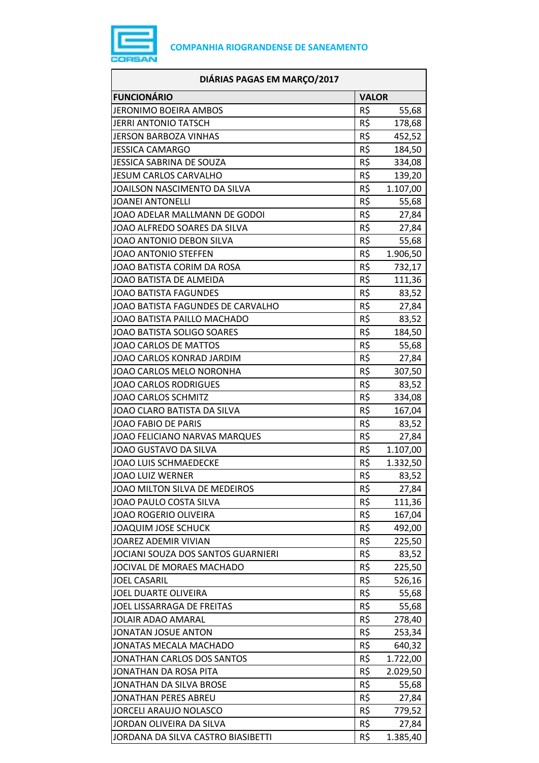**COMPANHIA RIOGRANDENSE DE SANEAMENTO**

| DIÁRIAS PAGAS EM MARÇO/2017 | |
|---|---|
| **FUNCIONÁRIO** | **VALOR** |
| JERONIMO BOEIRA AMBOS | R$ 55,68 |
| JERRI ANTONIO TATSCH | R$ 178,68 |
| JERSON BARBOZA VINHAS | R$ 452,52 |
| JESSICA CAMARGO | R$ 184,50 |
| JESSICA SABRINA DE SOUZA | R$ 334,08 |
| JESUM CARLOS CARVALHO | R$ 139,20 |
| JOAILSON NASCIMENTO DA SILVA | R$ 1.107,00 |
| JOANEI ANTONELLI | R$ 55,68 |
| JOAO ADELAR MALLMANN DE GODOI | R$ 27,84 |
| JOAO ALFREDO SOARES DA SILVA | R$ 27,84 |
| JOAO ANTONIO DEBON SILVA | R$ 55,68 |
| JOAO ANTONIO STEFFEN | R$ 1.906,50 |
| JOAO BATISTA CORIM DA ROSA | R$ 732,17 |
| JOAO BATISTA DE ALMEIDA | R$ 111,36 |
| JOAO BATISTA FAGUNDES | R$ 83,52 |
| JOAO BATISTA FAGUNDES DE CARVALHO | R$ 27,84 |
| JOAO BATISTA PAILLO MACHADO | R$ 83,52 |
| JOAO BATISTA SOLIGO SOARES | R$ 184,50 |
| JOAO CARLOS DE MATTOS | R$ 55,68 |
| JOAO CARLOS KONRAD JARDIM | R$ 27,84 |
| JOAO CARLOS MELO NORONHA | R$ 307,50 |
| JOAO CARLOS RODRIGUES | R$ 83,52 |
| JOAO CARLOS SCHMITZ | R$ 334,08 |
| JOAO CLARO BATISTA DA SILVA | R$ 167,04 |
| JOAO FABIO DE PARIS | R$ 83,52 |
| JOAO FELICIANO NARVAS MARQUES | R$ 27,84 |
| JOAO GUSTAVO DA SILVA | R$ 1.107,00 |
| JOAO LUIS SCHMAEDECKE | R$ 1.332,50 |
| JOAO LUIZ WERNER | R$ 83,52 |
| JOAO MILTON SILVA DE MEDEIROS | R$ 27,84 |
| JOAO PAULO COSTA SILVA | R$ 111,36 |
| JOAO ROGERIO OLIVEIRA | R$ 167,04 |
| JOAQUIM JOSE SCHUCK | R$ 492,00 |
| JOAREZ ADEMIR VIVIAN | R$ 225,50 |
| JOCIANI SOUZA DOS SANTOS GUARNIERI | R$ 83,52 |
| JOCIVAL DE MORAES MACHADO | R$ 225,50 |
| JOEL CASARIL | R$ 526,16 |
| JOEL DUARTE OLIVEIRA | R$ 55,68 |
| JOEL LISSARRAGA DE FREITAS | R$ 55,68 |
| JOLAIR ADAO AMARAL | R$ 278,40 |
| JONATAN JOSUE ANTON | R$ 253,34 |
| JONATAS MECALA MACHADO | R$ 640,32 |
| JONATHAN CARLOS DOS SANTOS | R$ 1.722,00 |
| JONATHAN DA ROSA PITA | R$ 2.029,50 |
| JONATHAN DA SILVA BROSE | R$ 55,68 |
| JONATHAN PERES ABREU | R$ 27,84 |
| JORCELI ARAUJO NOLASCO | R$ 779,52 |
| JORDAN OLIVEIRA DA SILVA | R$ 27,84 |
| JORDANA DA SILVA CASTRO BIASIBETTI | R$ 1.385,40 |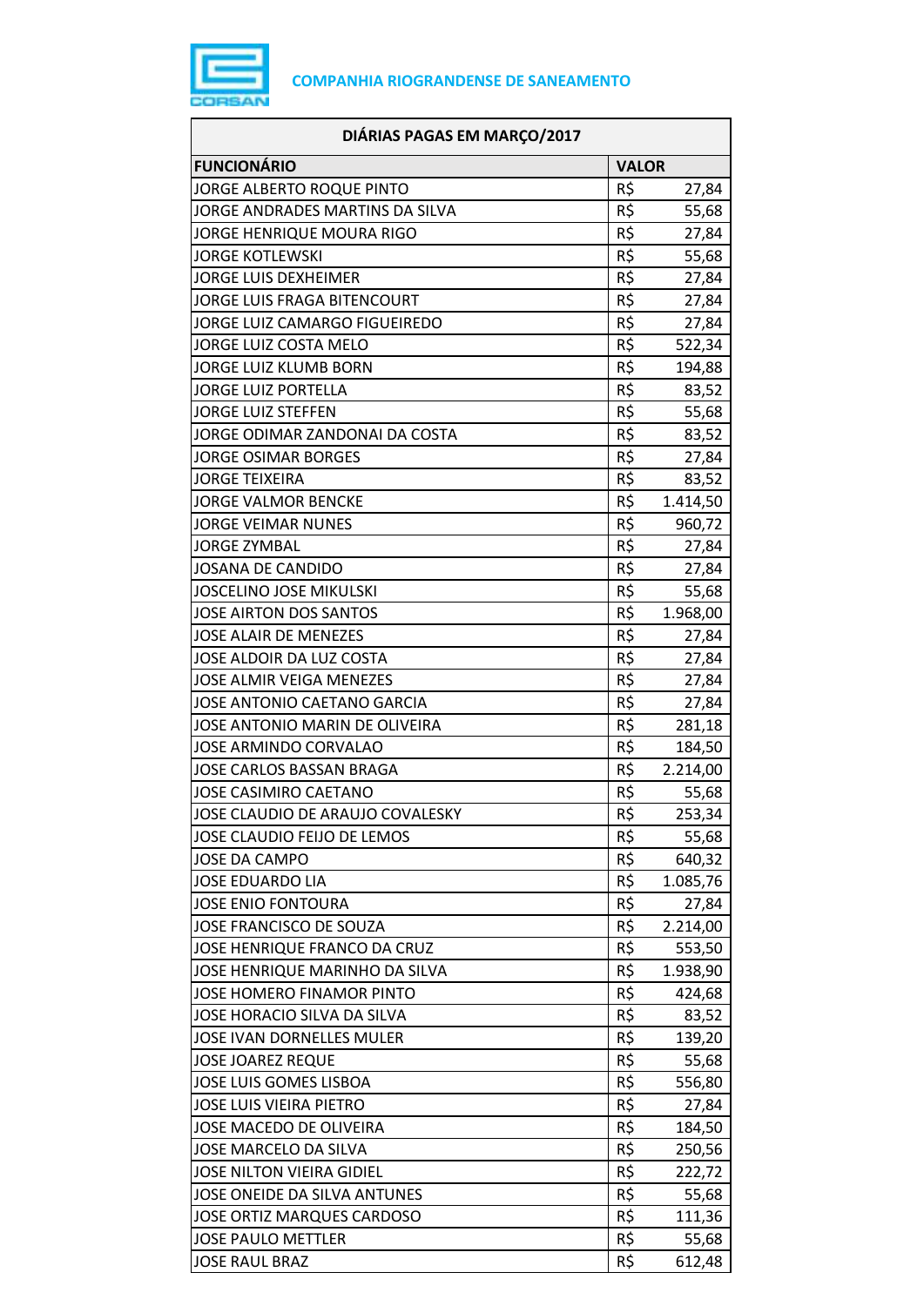**COMPANHIA RIOGRANDENSE DE SANEAMENTO**

| DIÁRIAS PAGAS EM MARÇO/2017 | | |
|---|---|---|
| **FUNCIONÁRIO** | **VALOR** | |
| JORGE ALBERTO ROQUE PINTO | R$ | 27,84 |
| JORGE ANDRADES MARTINS DA SILVA | R$ | 55,68 |
| JORGE HENRIQUE MOURA RIGO | R$ | 27,84 |
| JORGE KOTLEWSKI | R$ | 55,68 |
| JORGE LUIS DEXHEIMER | R$ | 27,84 |
| JORGE LUIS FRAGA BITENCOURT | R$ | 27,84 |
| JORGE LUIZ CAMARGO FIGUEIREDO | R$ | 27,84 |
| JORGE LUIZ COSTA MELO | R$ | 522,34 |
| JORGE LUIZ KLUMB BORN | R$ | 194,88 |
| JORGE LUIZ PORTELLA | R$ | 83,52 |
| JORGE LUIZ STEFFEN | R$ | 55,68 |
| JORGE ODIMAR ZANDONAI DA COSTA | R$ | 83,52 |
| JORGE OSIMAR BORGES | R$ | 27,84 |
| JORGE TEIXEIRA | R$ | 83,52 |
| JORGE VALMOR BENCKE | R$ | 1.414,50 |
| JORGE VEIMAR NUNES | R$ | 960,72 |
| JORGE ZYMBAL | R$ | 27,84 |
| JOSANA DE CANDIDO | R$ | 27,84 |
| JOSCELINO JOSE MIKULSKI | R$ | 55,68 |
| JOSE AIRTON DOS SANTOS | R$ | 1.968,00 |
| JOSE ALAIR DE MENEZES | R$ | 27,84 |
| JOSE ALDOIR DA LUZ COSTA | R$ | 27,84 |
| JOSE ALMIR VEIGA MENEZES | R$ | 27,84 |
| JOSE ANTONIO CAETANO GARCIA | R$ | 27,84 |
| JOSE ANTONIO MARIN DE OLIVEIRA | R$ | 281,18 |
| JOSE ARMINDO CORVALAO | R$ | 184,50 |
| JOSE CARLOS BASSAN BRAGA | R$ | 2.214,00 |
| JOSE CASIMIRO CAETANO | R$ | 55,68 |
| JOSE CLAUDIO DE ARAUJO COVALESKY | R$ | 253,34 |
| JOSE CLAUDIO FEIJO DE LEMOS | R$ | 55,68 |
| JOSE DA CAMPO | R$ | 640,32 |
| JOSE EDUARDO LIA | R$ | 1.085,76 |
| JOSE ENIO FONTOURA | R$ | 27,84 |
| JOSE FRANCISCO DE SOUZA | R$ | 2.214,00 |
| JOSE HENRIQUE FRANCO DA CRUZ | R$ | 553,50 |
| JOSE HENRIQUE MARINHO DA SILVA | R$ | 1.938,90 |
| JOSE HOMERO FINAMOR PINTO | R$ | 424,68 |
| JOSE HORACIO SILVA DA SILVA | R$ | 83,52 |
| JOSE IVAN DORNELLES MULER | R$ | 139,20 |
| JOSE JOAREZ REQUE | R$ | 55,68 |
| JOSE LUIS GOMES LISBOA | R$ | 556,80 |
| JOSE LUIS VIEIRA PIETRO | R$ | 27,84 |
| JOSE MACEDO DE OLIVEIRA | R$ | 184,50 |
| JOSE MARCELO DA SILVA | R$ | 250,56 |
| JOSE NILTON VIEIRA GIDIEL | R$ | 222,72 |
| JOSE ONEIDE DA SILVA ANTUNES | R$ | 55,68 |
| JOSE ORTIZ MARQUES CARDOSO | R$ | 111,36 |
| JOSE PAULO METTLER | R$ | 55,68 |
| JOSE RAUL BRAZ | R$ | 612,48 |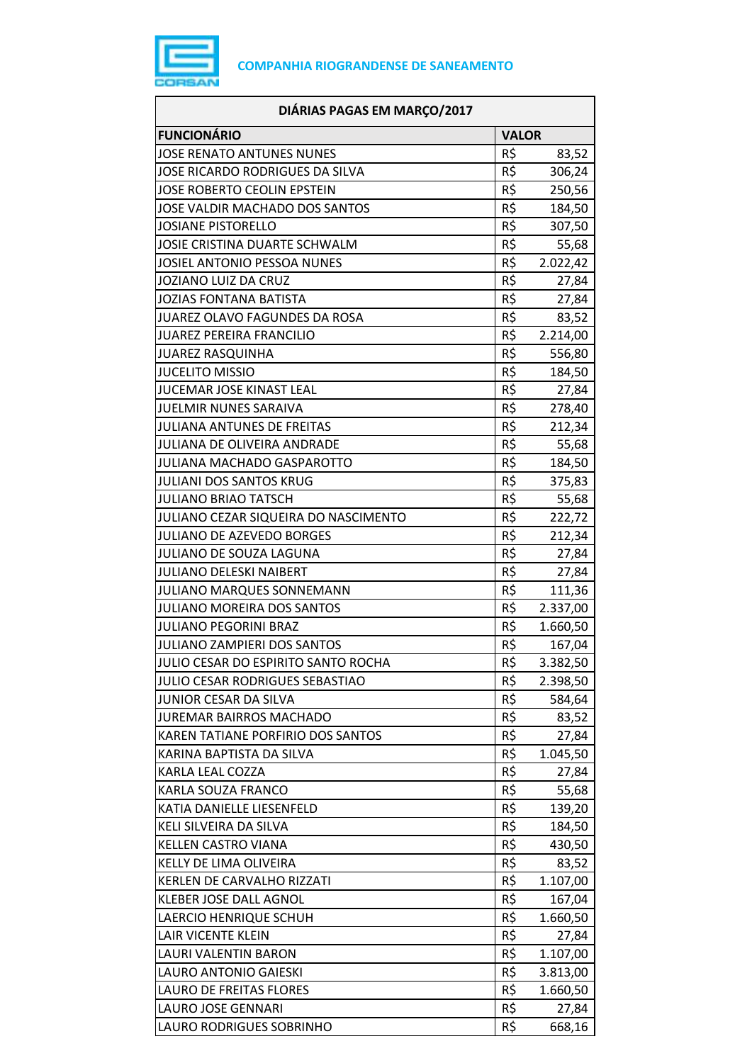COMPANHIA RIOGRANDENSE DE SANEAMENTO

| DIÁRIAS PAGAS EM MARÇO/2017 | |
|---|---|
| **FUNCIONÁRIO** | **VALOR** |
| JOSE RENATO ANTUNES NUNES | R$ 83,52 |
| JOSE RICARDO RODRIGUES DA SILVA | R$ 306,24 |
| JOSE ROBERTO CEOLIN EPSTEIN | R$ 250,56 |
| JOSE VALDIR MACHADO DOS SANTOS | R$ 184,50 |
| JOSIANE PISTORELLO | R$ 307,50 |
| JOSIE CRISTINA DUARTE SCHWALM | R$ 55,68 |
| JOSIEL ANTONIO PESSOA NUNES | R$ 2.022,42 |
| JOZIANO LUIZ DA CRUZ | R$ 27,84 |
| JOZIAS FONTANA BATISTA | R$ 27,84 |
| JUAREZ OLAVO FAGUNDES DA ROSA | R$ 83,52 |
| JUAREZ PEREIRA FRANCILIO | R$ 2.214,00 |
| JUAREZ RASQUINHA | R$ 556,80 |
| JUCELITO MISSIO | R$ 184,50 |
| JUCEMAR JOSE KINAST LEAL | R$ 27,84 |
| JUELMIR NUNES SARAIVA | R$ 278,40 |
| JULIANA ANTUNES DE FREITAS | R$ 212,34 |
| JULIANA DE OLIVEIRA ANDRADE | R$ 55,68 |
| JULIANA MACHADO GASPAROTTO | R$ 184,50 |
| JULIANI DOS SANTOS KRUG | R$ 375,83 |
| JULIANO BRIAO TATSCH | R$ 55,68 |
| JULIANO CEZAR SIQUEIRA DO NASCIMENTO | R$ 222,72 |
| JULIANO DE AZEVEDO BORGES | R$ 212,34 |
| JULIANO DE SOUZA LAGUNA | R$ 27,84 |
| JULIANO DELESKI NAIBERT | R$ 27,84 |
| JULIANO MARQUES SONNEMANN | R$ 111,36 |
| JULIANO MOREIRA DOS SANTOS | R$ 2.337,00 |
| JULIANO PEGORINI BRAZ | R$ 1.660,50 |
| JULIANO ZAMPIERI DOS SANTOS | R$ 167,04 |
| JULIO CESAR DO ESPIRITO SANTO ROCHA | R$ 3.382,50 |
| JULIO CESAR RODRIGUES SEBASTIAO | R$ 2.398,50 |
| JUNIOR CESAR DA SILVA | R$ 584,64 |
| JUREMAR BAIRROS MACHADO | R$ 83,52 |
| KAREN TATIANE PORFIRIO DOS SANTOS | R$ 27,84 |
| KARINA BAPTISTA DA SILVA | R$ 1.045,50 |
| KARLA LEAL COZZA | R$ 27,84 |
| KARLA SOUZA FRANCO | R$ 55,68 |
| KATIA DANIELLE LIESENFELD | R$ 139,20 |
| KELI SILVEIRA DA SILVA | R$ 184,50 |
| KELLEN CASTRO VIANA | R$ 430,50 |
| KELLY DE LIMA OLIVEIRA | R$ 83,52 |
| KERLEN DE CARVALHO RIZZATI | R$ 1.107,00 |
| KLEBER JOSE DALL AGNOL | R$ 167,04 |
| LAERCIO HENRIQUE SCHUH | R$ 1.660,50 |
| LAIR VICENTE KLEIN | R$ 27,84 |
| LAURI VALENTIN BARON | R$ 1.107,00 |
| LAURO ANTONIO GAIESKI | R$ 3.813,00 |
| LAURO DE FREITAS FLORES | R$ 1.660,50 |
| LAURO JOSE GENNARI | R$ 27,84 |
| LAURO RODRIGUES SOBRINHO | R$ 668,16 |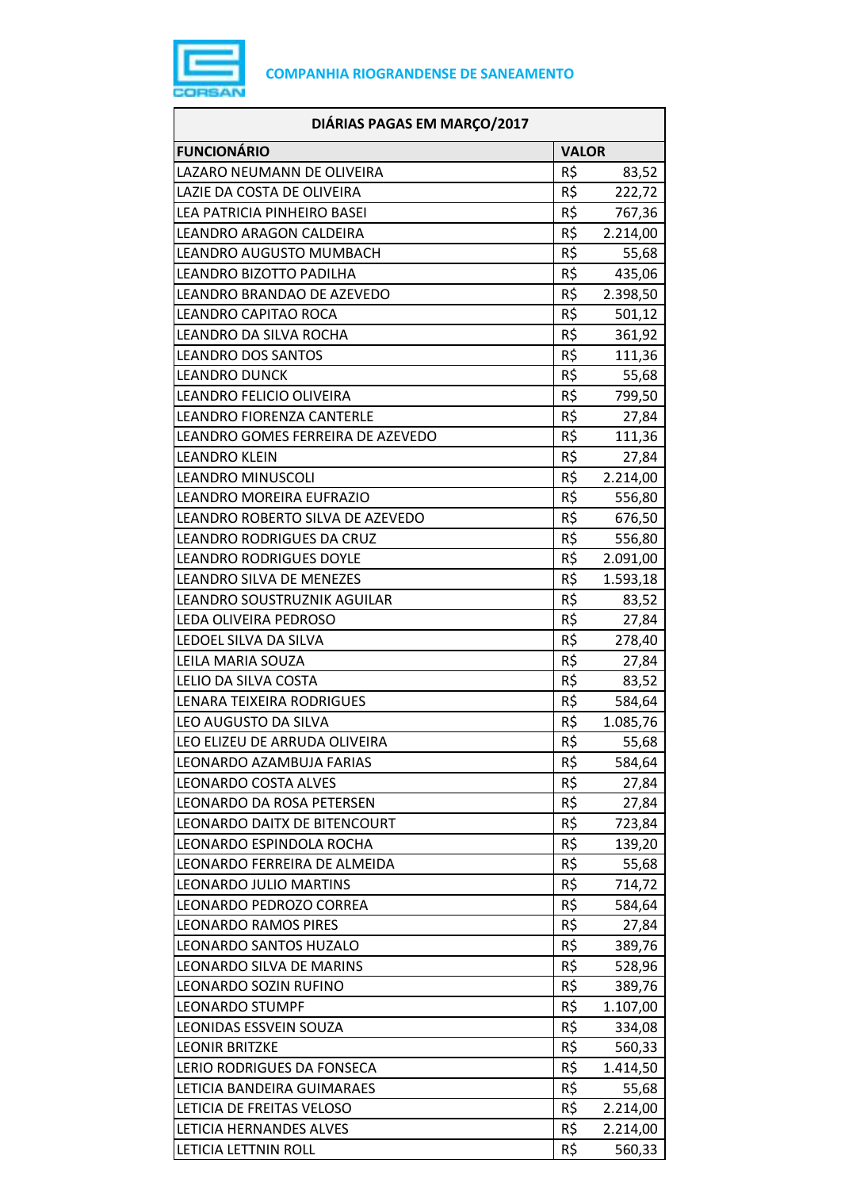COMPANHIA RIOGRANDENSE DE SANEAMENTO

| DIÁRIAS PAGAS EM MARÇO/2017 | |
|---|---|
| **FUNCIONÁRIO** | **VALOR** |
| LAZARO NEUMANN DE OLIVEIRA | R$ 83,52 |
| LAZIE DA COSTA DE OLIVEIRA | R$ 222,72 |
| LEA PATRICIA PINHEIRO BASEI | R$ 767,36 |
| LEANDRO ARAGON CALDEIRA | R$ 2.214,00 |
| LEANDRO AUGUSTO MUMBACH | R$ 55,68 |
| LEANDRO BIZOTTO PADILHA | R$ 435,06 |
| LEANDRO BRANDAO DE AZEVEDO | R$ 2.398,50 |
| LEANDRO CAPITAO ROCA | R$ 501,12 |
| LEANDRO DA SILVA ROCHA | R$ 361,92 |
| LEANDRO DOS SANTOS | R$ 111,36 |
| LEANDRO DUNCK | R$ 55,68 |
| LEANDRO FELICIO OLIVEIRA | R$ 799,50 |
| LEANDRO FIORENZA CANTERLE | R$ 27,84 |
| LEANDRO GOMES FERREIRA DE AZEVEDO | R$ 111,36 |
| LEANDRO KLEIN | R$ 27,84 |
| LEANDRO MINUSCOLI | R$ 2.214,00 |
| LEANDRO MOREIRA EUFRAZIO | R$ 556,80 |
| LEANDRO ROBERTO SILVA DE AZEVEDO | R$ 676,50 |
| LEANDRO RODRIGUES DA CRUZ | R$ 556,80 |
| LEANDRO RODRIGUES DOYLE | R$ 2.091,00 |
| LEANDRO SILVA DE MENEZES | R$ 1.593,18 |
| LEANDRO SOUSTRUZNIK AGUILAR | R$ 83,52 |
| LEDA OLIVEIRA PEDROSO | R$ 27,84 |
| LEDOEL SILVA DA SILVA | R$ 278,40 |
| LEILA MARIA SOUZA | R$ 27,84 |
| LELIO DA SILVA COSTA | R$ 83,52 |
| LENARA TEIXEIRA RODRIGUES | R$ 584,64 |
| LEO AUGUSTO DA SILVA | R$ 1.085,76 |
| LEO ELIZEU DE ARRUDA OLIVEIRA | R$ 55,68 |
| LEONARDO AZAMBUJA FARIAS | R$ 584,64 |
| LEONARDO COSTA ALVES | R$ 27,84 |
| LEONARDO DA ROSA PETERSEN | R$ 27,84 |
| LEONARDO DAITX DE BITENCOURT | R$ 723,84 |
| LEONARDO ESPINDOLA ROCHA | R$ 139,20 |
| LEONARDO FERREIRA DE ALMEIDA | R$ 55,68 |
| LEONARDO JULIO MARTINS | R$ 714,72 |
| LEONARDO PEDROZO CORREA | R$ 584,64 |
| LEONARDO RAMOS PIRES | R$ 27,84 |
| LEONARDO SANTOS HUZALO | R$ 389,76 |
| LEONARDO SILVA DE MARINS | R$ 528,96 |
| LEONARDO SOZIN RUFINO | R$ 389,76 |
| LEONARDO STUMPF | R$ 1.107,00 |
| LEONIDAS ESSVEIN SOUZA | R$ 334,08 |
| LEONIR BRITZKE | R$ 560,33 |
| LERIO RODRIGUES DA FONSECA | R$ 1.414,50 |
| LETICIA BANDEIRA GUIMARAES | R$ 55,68 |
| LETICIA DE FREITAS VELOSO | R$ 2.214,00 |
| LETICIA HERNANDES ALVES | R$ 2.214,00 |
| LETICIA LETTNIN ROLL | R$ 560,33 |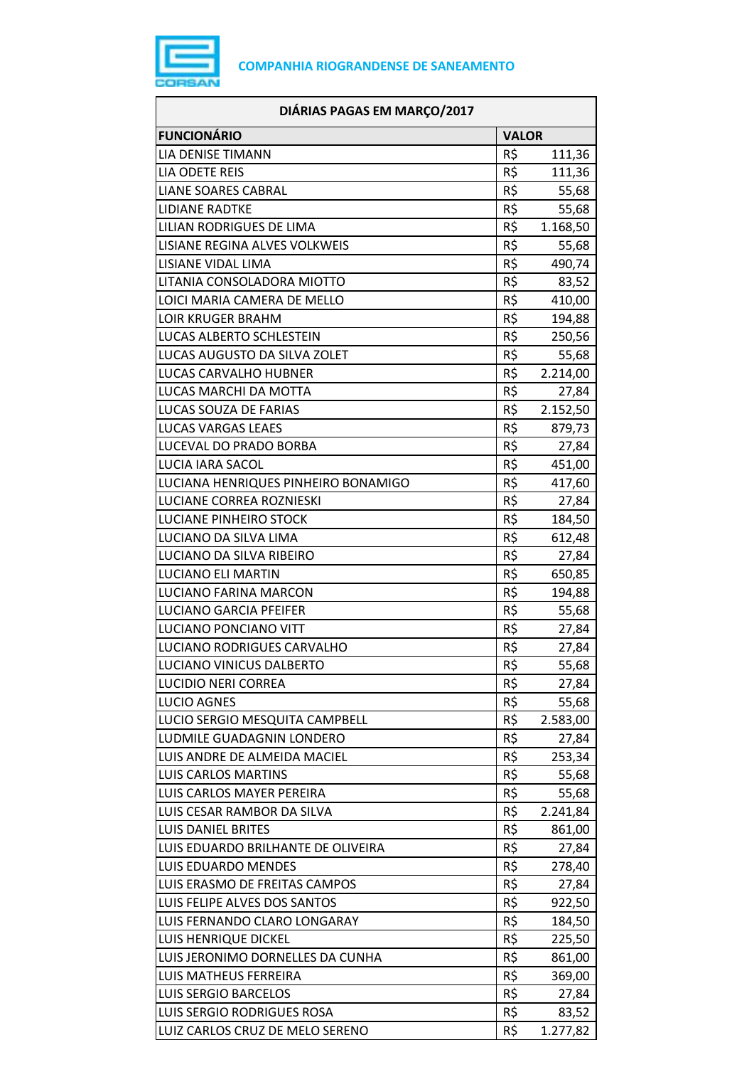**COMPANHIA RIOGRANDENSE DE SANEAMENTO**

| DIÁRIAS PAGAS EM MARÇO/2017 | | |
|---|---|---|
| **FUNCIONÁRIO** | **VALOR** | |
| LIA DENISE TIMANN | R$ | 111,36 |
| LIA ODETE REIS | R$ | 111,36 |
| LIANE SOARES CABRAL | R$ | 55,68 |
| LIDIANE RADTKE | R$ | 55,68 |
| LILIAN RODRIGUES DE LIMA | R$ | 1.168,50 |
| LISIANE REGINA ALVES VOLKWEIS | R$ | 55,68 |
| LISIANE VIDAL LIMA | R$ | 490,74 |
| LITANIA CONSOLADORA MIOTTO | R$ | 83,52 |
| LOICI MARIA CAMERA DE MELLO | R$ | 410,00 |
| LOIR KRUGER BRAHM | R$ | 194,88 |
| LUCAS ALBERTO SCHLESTEIN | R$ | 250,56 |
| LUCAS AUGUSTO DA SILVA ZOLET | R$ | 55,68 |
| LUCAS CARVALHO HUBNER | R$ | 2.214,00 |
| LUCAS MARCHI DA MOTTA | R$ | 27,84 |
| LUCAS SOUZA DE FARIAS | R$ | 2.152,50 |
| LUCAS VARGAS LEAES | R$ | 879,73 |
| LUCEVAL DO PRADO BORBA | R$ | 27,84 |
| LUCIA IARA SACOL | R$ | 451,00 |
| LUCIANA HENRIQUES PINHEIRO BONAMIGO | R$ | 417,60 |
| LUCIANE CORREA ROZNIESKI | R$ | 27,84 |
| LUCIANE PINHEIRO STOCK | R$ | 184,50 |
| LUCIANO DA SILVA LIMA | R$ | 612,48 |
| LUCIANO DA SILVA RIBEIRO | R$ | 27,84 |
| LUCIANO ELI MARTIN | R$ | 650,85 |
| LUCIANO FARINA MARCON | R$ | 194,88 |
| LUCIANO GARCIA PFEIFER | R$ | 55,68 |
| LUCIANO PONCIANO VITT | R$ | 27,84 |
| LUCIANO RODRIGUES CARVALHO | R$ | 27,84 |
| LUCIANO VINICUS DALBERTO | R$ | 55,68 |
| LUCIDIO NERI CORREA | R$ | 27,84 |
| LUCIO AGNES | R$ | 55,68 |
| LUCIO SERGIO MESQUITA CAMPBELL | R$ | 2.583,00 |
| LUDMILE GUADAGNIN LONDERO | R$ | 27,84 |
| LUIS ANDRE DE ALMEIDA MACIEL | R$ | 253,34 |
| LUIS CARLOS MARTINS | R$ | 55,68 |
| LUIS CARLOS MAYER PEREIRA | R$ | 55,68 |
| LUIS CESAR RAMBOR DA SILVA | R$ | 2.241,84 |
| LUIS DANIEL BRITES | R$ | 861,00 |
| LUIS EDUARDO BRILHANTE DE OLIVEIRA | R$ | 27,84 |
| LUIS EDUARDO MENDES | R$ | 278,40 |
| LUIS ERASMO DE FREITAS CAMPOS | R$ | 27,84 |
| LUIS FELIPE ALVES DOS SANTOS | R$ | 922,50 |
| LUIS FERNANDO CLARO LONGARAY | R$ | 184,50 |
| LUIS HENRIQUE DICKEL | R$ | 225,50 |
| LUIS JERONIMO DORNELLES DA CUNHA | R$ | 861,00 |
| LUIS MATHEUS FERREIRA | R$ | 369,00 |
| LUIS SERGIO BARCELOS | R$ | 27,84 |
| LUIS SERGIO RODRIGUES ROSA | R$ | 83,52 |
| LUIZ CARLOS CRUZ DE MELO SERENO | R$ | 1.277,82 |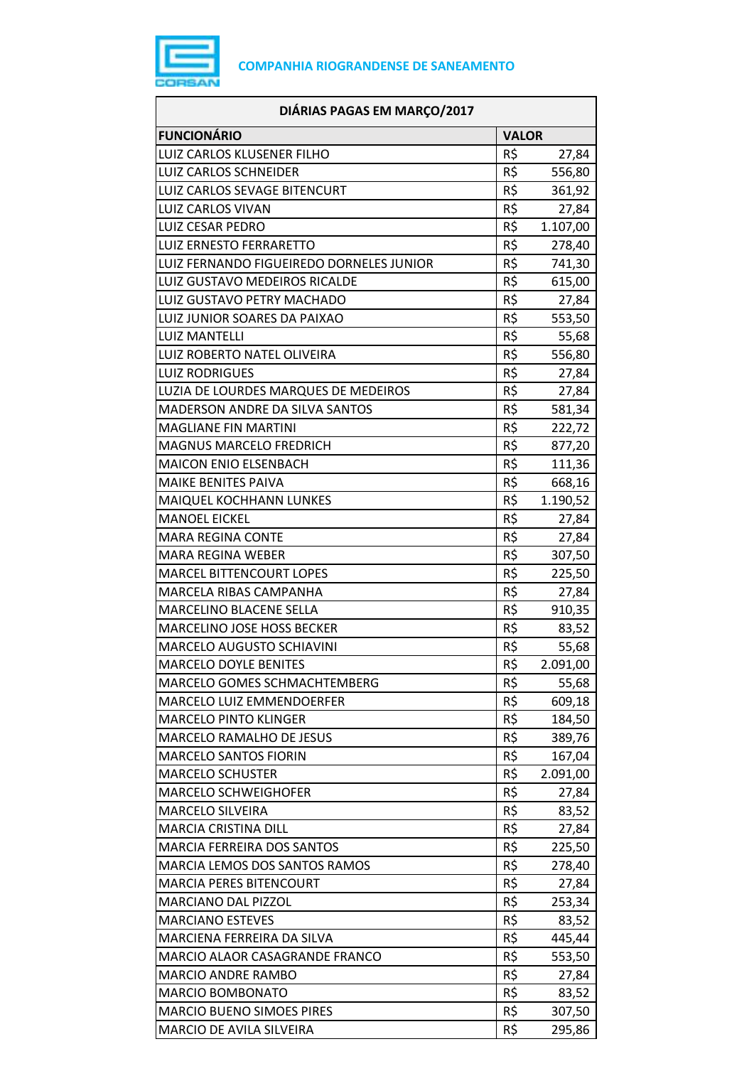COMPANHIA RIOGRANDENSE DE SANEAMENTO

| DIÁRIAS PAGAS EM MARÇO/2017 | |
|---|---|
| **FUNCIONÁRIO** | **VALOR** |
| LUIZ CARLOS KLUSENER FILHO | R$ 27,84 |
| LUIZ CARLOS SCHNEIDER | R$ 556,80 |
| LUIZ CARLOS SEVAGE BITENCURT | R$ 361,92 |
| LUIZ CARLOS VIVAN | R$ 27,84 |
| LUIZ CESAR PEDRO | R$ 1.107,00 |
| LUIZ ERNESTO FERRARETTO | R$ 278,40 |
| LUIZ FERNANDO FIGUEIREDO DORNELES JUNIOR | R$ 741,30 |
| LUIZ GUSTAVO MEDEIROS RICALDE | R$ 615,00 |
| LUIZ GUSTAVO PETRY MACHADO | R$ 27,84 |
| LUIZ JUNIOR SOARES DA PAIXAO | R$ 553,50 |
| LUIZ MANTELLI | R$ 55,68 |
| LUIZ ROBERTO NATEL OLIVEIRA | R$ 556,80 |
| LUIZ RODRIGUES | R$ 27,84 |
| LUZIA DE LOURDES MARQUES DE MEDEIROS | R$ 27,84 |
| MADERSON ANDRE DA SILVA SANTOS | R$ 581,34 |
| MAGLIANE FIN MARTINI | R$ 222,72 |
| MAGNUS MARCELO FREDRICH | R$ 877,20 |
| MAICON ENIO ELSENBACH | R$ 111,36 |
| MAIKE BENITES PAIVA | R$ 668,16 |
| MAIQUEL KOCHHANN LUNKES | R$ 1.190,52 |
| MANOEL EICKEL | R$ 27,84 |
| MARA REGINA CONTE | R$ 27,84 |
| MARA REGINA WEBER | R$ 307,50 |
| MARCEL BITTENCOURT LOPES | R$ 225,50 |
| MARCELA RIBAS CAMPANHA | R$ 27,84 |
| MARCELINO BLACENE SELLA | R$ 910,35 |
| MARCELINO JOSE HOSS BECKER | R$ 83,52 |
| MARCELO AUGUSTO SCHIAVINI | R$ 55,68 |
| MARCELO DOYLE BENITES | R$ 2.091,00 |
| MARCELO GOMES SCHMACHTEMBERG | R$ 55,68 |
| MARCELO LUIZ EMMENDOERFER | R$ 609,18 |
| MARCELO PINTO KLINGER | R$ 184,50 |
| MARCELO RAMALHO DE JESUS | R$ 389,76 |
| MARCELO SANTOS FIORIN | R$ 167,04 |
| MARCELO SCHUSTER | R$ 2.091,00 |
| MARCELO SCHWEIGHOFER | R$ 27,84 |
| MARCELO SILVEIRA | R$ 83,52 |
| MARCIA CRISTINA DILL | R$ 27,84 |
| MARCIA FERREIRA DOS SANTOS | R$ 225,50 |
| MARCIA LEMOS DOS SANTOS RAMOS | R$ 278,40 |
| MARCIA PERES BITENCOURT | R$ 27,84 |
| MARCIANO DAL PIZZOL | R$ 253,34 |
| MARCIANO ESTEVES | R$ 83,52 |
| MARCIENA FERREIRA DA SILVA | R$ 445,44 |
| MARCIO ALAOR CASAGRANDE FRANCO | R$ 553,50 |
| MARCIO ANDRE RAMBO | R$ 27,84 |
| MARCIO BOMBONATO | R$ 83,52 |
| MARCIO BUENO SIMOES PIRES | R$ 307,50 |
| MARCIO DE AVILA SILVEIRA | R$ 295,86 |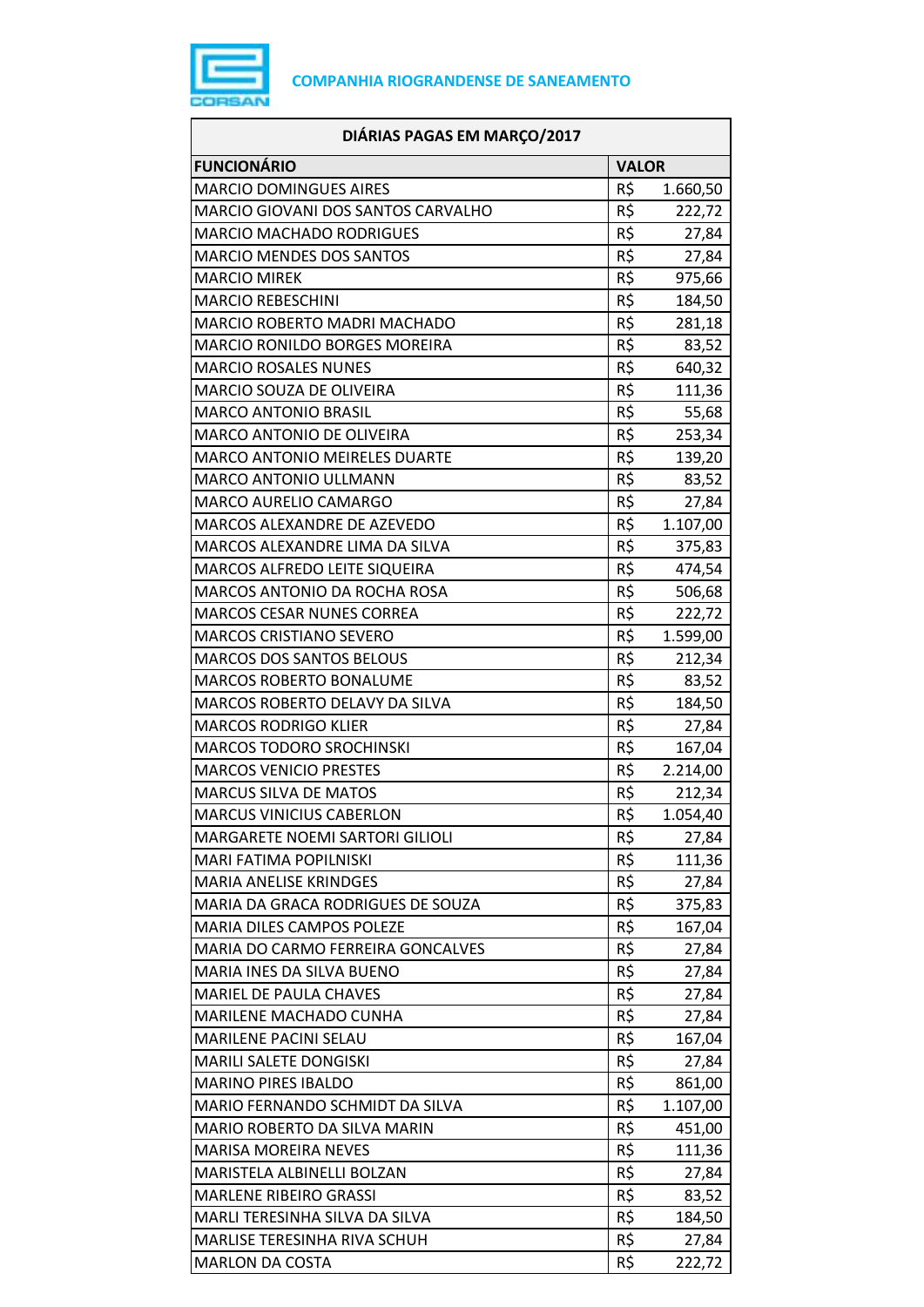COMPANHIA RIOGRANDENSE DE SANEAMENTO

| DIÁRIAS PAGAS EM MARÇO/2017 | |
|---|---|
| **FUNCIONÁRIO** | **VALOR** |
| MARCIO DOMINGUES AIRES | R$ 1.660,50 |
| MARCIO GIOVANI DOS SANTOS CARVALHO | R$ 222,72 |
| MARCIO MACHADO RODRIGUES | R$ 27,84 |
| MARCIO MENDES DOS SANTOS | R$ 27,84 |
| MARCIO MIREK | R$ 975,66 |
| MARCIO REBESCHINI | R$ 184,50 |
| MARCIO ROBERTO MADRI MACHADO | R$ 281,18 |
| MARCIO RONILDO BORGES MOREIRA | R$ 83,52 |
| MARCIO ROSALES NUNES | R$ 640,32 |
| MARCIO SOUZA DE OLIVEIRA | R$ 111,36 |
| MARCO ANTONIO BRASIL | R$ 55,68 |
| MARCO ANTONIO DE OLIVEIRA | R$ 253,34 |
| MARCO ANTONIO MEIRELES DUARTE | R$ 139,20 |
| MARCO ANTONIO ULLMANN | R$ 83,52 |
| MARCO AURELIO CAMARGO | R$ 27,84 |
| MARCOS ALEXANDRE DE AZEVEDO | R$ 1.107,00 |
| MARCOS ALEXANDRE LIMA DA SILVA | R$ 375,83 |
| MARCOS ALFREDO LEITE SIQUEIRA | R$ 474,54 |
| MARCOS ANTONIO DA ROCHA ROSA | R$ 506,68 |
| MARCOS CESAR NUNES CORREA | R$ 222,72 |
| MARCOS CRISTIANO SEVERO | R$ 1.599,00 |
| MARCOS DOS SANTOS BELOUS | R$ 212,34 |
| MARCOS ROBERTO BONALUME | R$ 83,52 |
| MARCOS ROBERTO DELAVY DA SILVA | R$ 184,50 |
| MARCOS RODRIGO KLIER | R$ 27,84 |
| MARCOS TODORO SROCHINSKI | R$ 167,04 |
| MARCOS VENICIO PRESTES | R$ 2.214,00 |
| MARCUS SILVA DE MATOS | R$ 212,34 |
| MARCUS VINICIUS CABERLON | R$ 1.054,40 |
| MARGARETE NOEMI SARTORI GILIOLI | R$ 27,84 |
| MARI FATIMA POPILNISKI | R$ 111,36 |
| MARIA ANELISE KRINDGES | R$ 27,84 |
| MARIA DA GRACA RODRIGUES DE SOUZA | R$ 375,83 |
| MARIA DILES CAMPOS POLEZE | R$ 167,04 |
| MARIA DO CARMO FERREIRA GONCALVES | R$ 27,84 |
| MARIA INES DA SILVA BUENO | R$ 27,84 |
| MARIEL DE PAULA CHAVES | R$ 27,84 |
| MARILENE MACHADO CUNHA | R$ 27,84 |
| MARILENE PACINI SELAU | R$ 167,04 |
| MARILI SALETE DONGISKI | R$ 27,84 |
| MARINO PIRES IBALDO | R$ 861,00 |
| MARIO FERNANDO SCHMIDT DA SILVA | R$ 1.107,00 |
| MARIO ROBERTO DA SILVA MARIN | R$ 451,00 |
| MARISA MOREIRA NEVES | R$ 111,36 |
| MARISTELA ALBINELLI BOLZAN | R$ 27,84 |
| MARLENE RIBEIRO GRASSI | R$ 83,52 |
| MARLI TERESINHA SILVA DA SILVA | R$ 184,50 |
| MARLISE TERESINHA RIVA SCHUH | R$ 27,84 |
| MARLON DA COSTA | R$ 222,72 |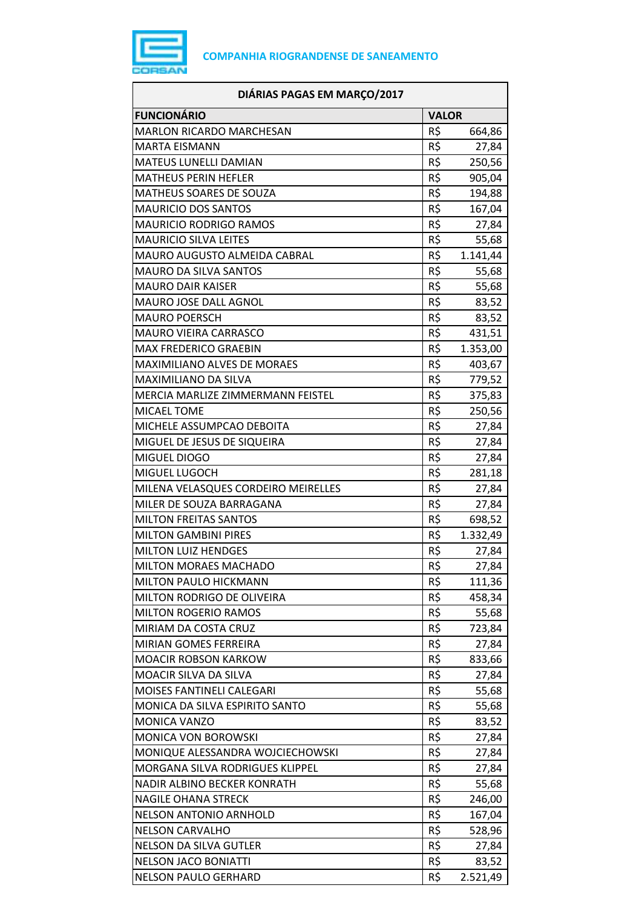**COMPANHIA RIOGRANDENSE DE SANEAMENTO**

| DIÁRIAS PAGAS EM MARÇO/2017 | | |
|---|---|---|
| **FUNCIONÁRIO** | **VALOR** | |
| MARLON RICARDO MARCHESAN | R$ | 664,86 |
| MARTA EISMANN | R$ | 27,84 |
| MATEUS LUNELLI DAMIAN | R$ | 250,56 |
| MATHEUS PERIN HEFLER | R$ | 905,04 |
| MATHEUS SOARES DE SOUZA | R$ | 194,88 |
| MAURICIO DOS SANTOS | R$ | 167,04 |
| MAURICIO RODRIGO RAMOS | R$ | 27,84 |
| MAURICIO SILVA LEITES | R$ | 55,68 |
| MAURO AUGUSTO ALMEIDA CABRAL | R$ | 1.141,44 |
| MAURO DA SILVA SANTOS | R$ | 55,68 |
| MAURO DAIR KAISER | R$ | 55,68 |
| MAURO JOSE DALL AGNOL | R$ | 83,52 |
| MAURO POERSCH | R$ | 83,52 |
| MAURO VIEIRA CARRASCO | R$ | 431,51 |
| MAX FREDERICO GRAEBIN | R$ | 1.353,00 |
| MAXIMILIANO ALVES DE MORAES | R$ | 403,67 |
| MAXIMILIANO DA SILVA | R$ | 779,52 |
| MERCIA MARLIZE ZIMMERMANN FEISTEL | R$ | 375,83 |
| MICAEL TOME | R$ | 250,56 |
| MICHELE ASSUMPCAO DEBOITA | R$ | 27,84 |
| MIGUEL DE JESUS DE SIQUEIRA | R$ | 27,84 |
| MIGUEL DIOGO | R$ | 27,84 |
| MIGUEL LUGOCH | R$ | 281,18 |
| MILENA VELASQUES CORDEIRO MEIRELLES | R$ | 27,84 |
| MILER DE SOUZA BARRAGANA | R$ | 27,84 |
| MILTON FREITAS SANTOS | R$ | 698,52 |
| MILTON GAMBINI PIRES | R$ | 1.332,49 |
| MILTON LUIZ HENDGES | R$ | 27,84 |
| MILTON MORAES MACHADO | R$ | 27,84 |
| MILTON PAULO HICKMANN | R$ | 111,36 |
| MILTON RODRIGO DE OLIVEIRA | R$ | 458,34 |
| MILTON ROGERIO RAMOS | R$ | 55,68 |
| MIRIAM DA COSTA CRUZ | R$ | 723,84 |
| MIRIAN GOMES FERREIRA | R$ | 27,84 |
| MOACIR ROBSON KARKOW | R$ | 833,66 |
| MOACIR SILVA DA SILVA | R$ | 27,84 |
| MOISES FANTINELI CALEGARI | R$ | 55,68 |
| MONICA DA SILVA ESPIRITO SANTO | R$ | 55,68 |
| MONICA VANZO | R$ | 83,52 |
| MONICA VON BOROWSKI | R$ | 27,84 |
| MONIQUE ALESSANDRA WOJCIECHOWSKI | R$ | 27,84 |
| MORGANA SILVA RODRIGUES KLIPPEL | R$ | 27,84 |
| NADIR ALBINO BECKER KONRATH | R$ | 55,68 |
| NAGILE OHANA STRECK | R$ | 246,00 |
| NELSON ANTONIO ARNHOLD | R$ | 167,04 |
| NELSON CARVALHO | R$ | 528,96 |
| NELSON DA SILVA GUTLER | R$ | 27,84 |
| NELSON JACO BONIATTI | R$ | 83,52 |
| NELSON PAULO GERHARD | R$ | 2.521,49 |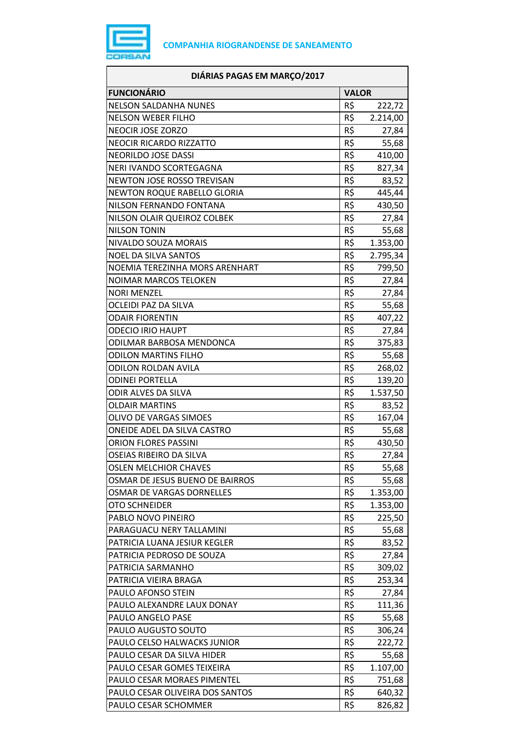COMPANHIA RIOGRANDENSE DE SANEAMENTO

| DIÁRIAS PAGAS EM MARÇO/2017 | |
|---|---|
| **FUNCIONÁRIO** | **VALOR** |
| NELSON SALDANHA NUNES | R$ 222,72 |
| NELSON WEBER FILHO | R$ 2.214,00 |
| NEOCIR JOSE ZORZO | R$ 27,84 |
| NEOCIR RICARDO RIZZATTO | R$ 55,68 |
| NEORILDO JOSE DASSI | R$ 410,00 |
| NERI IVANDO SCORTEGAGNA | R$ 827,34 |
| NEWTON JOSE ROSSO TREVISAN | R$ 83,52 |
| NEWTON ROQUE RABELLO GLORIA | R$ 445,44 |
| NILSON FERNANDO FONTANA | R$ 430,50 |
| NILSON OLAIR QUEIROZ COLBEK | R$ 27,84 |
| NILSON TONIN | R$ 55,68 |
| NIVALDO SOUZA MORAIS | R$ 1.353,00 |
| NOEL DA SILVA SANTOS | R$ 2.795,34 |
| NOEMIA TEREZINHA MORS ARENHART | R$ 799,50 |
| NOIMAR MARCOS TELOKEN | R$ 27,84 |
| NORI MENZEL | R$ 27,84 |
| OCLEIDI PAZ DA SILVA | R$ 55,68 |
| ODAIR FIORENTIN | R$ 407,22 |
| ODECIO IRIO HAUPT | R$ 27,84 |
| ODILMAR BARBOSA MENDONCA | R$ 375,83 |
| ODILON MARTINS FILHO | R$ 55,68 |
| ODILON ROLDAN AVILA | R$ 268,02 |
| ODINEI PORTELLA | R$ 139,20 |
| ODIR ALVES DA SILVA | R$ 1.537,50 |
| OLDAIR MARTINS | R$ 83,52 |
| OLIVO DE VARGAS SIMOES | R$ 167,04 |
| ONEIDE ADEL DA SILVA CASTRO | R$ 55,68 |
| ORION FLORES PASSINI | R$ 430,50 |
| OSEIAS RIBEIRO DA SILVA | R$ 27,84 |
| OSLEN MELCHIOR CHAVES | R$ 55,68 |
| OSMAR DE JESUS BUENO DE BAIRROS | R$ 55,68 |
| OSMAR DE VARGAS DORNELLES | R$ 1.353,00 |
| OTO SCHNEIDER | R$ 1.353,00 |
| PABLO NOVO PINEIRO | R$ 225,50 |
| PARAGUACU NERY TALLAMINI | R$ 55,68 |
| PATRICIA LUANA JESIUR KEGLER | R$ 83,52 |
| PATRICIA PEDROSO DE SOUZA | R$ 27,84 |
| PATRICIA SARMANHO | R$ 309,02 |
| PATRICIA VIEIRA BRAGA | R$ 253,34 |
| PAULO AFONSO STEIN | R$ 27,84 |
| PAULO ALEXANDRE LAUX DONAY | R$ 111,36 |
| PAULO ANGELO PASE | R$ 55,68 |
| PAULO AUGUSTO SOUTO | R$ 306,24 |
| PAULO CELSO HALWACKS JUNIOR | R$ 222,72 |
| PAULO CESAR DA SILVA HIDER | R$ 55,68 |
| PAULO CESAR GOMES TEIXEIRA | R$ 1.107,00 |
| PAULO CESAR MORAES PIMENTEL | R$ 751,68 |
| PAULO CESAR OLIVEIRA DOS SANTOS | R$ 640,32 |
| PAULO CESAR SCHOMMER | R$ 826,82 |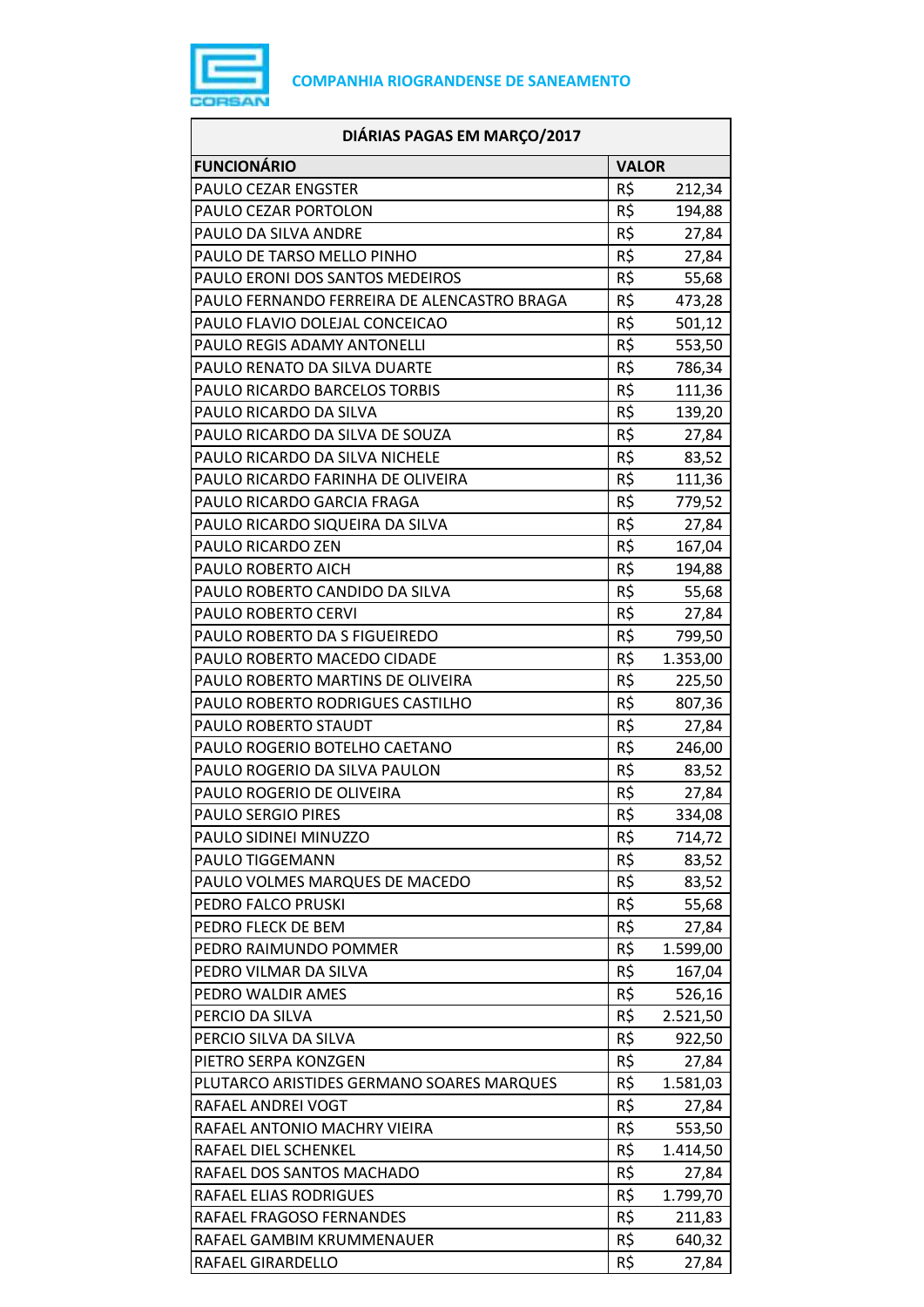COMPANHIA RIOGRANDENSE DE SANEAMENTO

| DIÁRIAS PAGAS EM MARÇO/2017 | |
|---|---|
| **FUNCIONÁRIO** | **VALOR** |
| PAULO CEZAR ENGSTER | R$ 212,34 |
| PAULO CEZAR PORTOLON | R$ 194,88 |
| PAULO DA SILVA ANDRE | R$ 27,84 |
| PAULO DE TARSO MELLO PINHO | R$ 27,84 |
| PAULO ERONI DOS SANTOS MEDEIROS | R$ 55,68 |
| PAULO FERNANDO FERREIRA DE ALENCASTRO BRAGA | R$ 473,28 |
| PAULO FLAVIO DOLEJAL CONCEICAO | R$ 501,12 |
| PAULO REGIS ADAMY ANTONELLI | R$ 553,50 |
| PAULO RENATO DA SILVA DUARTE | R$ 786,34 |
| PAULO RICARDO BARCELOS TORBIS | R$ 111,36 |
| PAULO RICARDO DA SILVA | R$ 139,20 |
| PAULO RICARDO DA SILVA DE SOUZA | R$ 27,84 |
| PAULO RICARDO DA SILVA NICHELE | R$ 83,52 |
| PAULO RICARDO FARINHA DE OLIVEIRA | R$ 111,36 |
| PAULO RICARDO GARCIA FRAGA | R$ 779,52 |
| PAULO RICARDO SIQUEIRA DA SILVA | R$ 27,84 |
| PAULO RICARDO ZEN | R$ 167,04 |
| PAULO ROBERTO AICH | R$ 194,88 |
| PAULO ROBERTO CANDIDO DA SILVA | R$ 55,68 |
| PAULO ROBERTO CERVI | R$ 27,84 |
| PAULO ROBERTO DA S FIGUEIREDO | R$ 799,50 |
| PAULO ROBERTO MACEDO CIDADE | R$ 1.353,00 |
| PAULO ROBERTO MARTINS DE OLIVEIRA | R$ 225,50 |
| PAULO ROBERTO RODRIGUES CASTILHO | R$ 807,36 |
| PAULO ROBERTO STAUDT | R$ 27,84 |
| PAULO ROGERIO BOTELHO CAETANO | R$ 246,00 |
| PAULO ROGERIO DA SILVA PAULON | R$ 83,52 |
| PAULO ROGERIO DE OLIVEIRA | R$ 27,84 |
| PAULO SERGIO PIRES | R$ 334,08 |
| PAULO SIDINEI MINUZZO | R$ 714,72 |
| PAULO TIGGEMANN | R$ 83,52 |
| PAULO VOLMES MARQUES DE MACEDO | R$ 83,52 |
| PEDRO FALCO PRUSKI | R$ 55,68 |
| PEDRO FLECK DE BEM | R$ 27,84 |
| PEDRO RAIMUNDO POMMER | R$ 1.599,00 |
| PEDRO VILMAR DA SILVA | R$ 167,04 |
| PEDRO WALDIR AMES | R$ 526,16 |
| PERCIO DA SILVA | R$ 2.521,50 |
| PERCIO SILVA DA SILVA | R$ 922,50 |
| PIETRO SERPA KONZGEN | R$ 27,84 |
| PLUTARCO ARISTIDES GERMANO SOARES MARQUES | R$ 1.581,03 |
| RAFAEL ANDREI VOGT | R$ 27,84 |
| RAFAEL ANTONIO MACHRY VIEIRA | R$ 553,50 |
| RAFAEL DIEL SCHENKEL | R$ 1.414,50 |
| RAFAEL DOS SANTOS MACHADO | R$ 27,84 |
| RAFAEL ELIAS RODRIGUES | R$ 1.799,70 |
| RAFAEL FRAGOSO FERNANDES | R$ 211,83 |
| RAFAEL GAMBIM KRUMMENAUER | R$ 640,32 |
| RAFAEL GIRARDELLO | R$ 27,84 |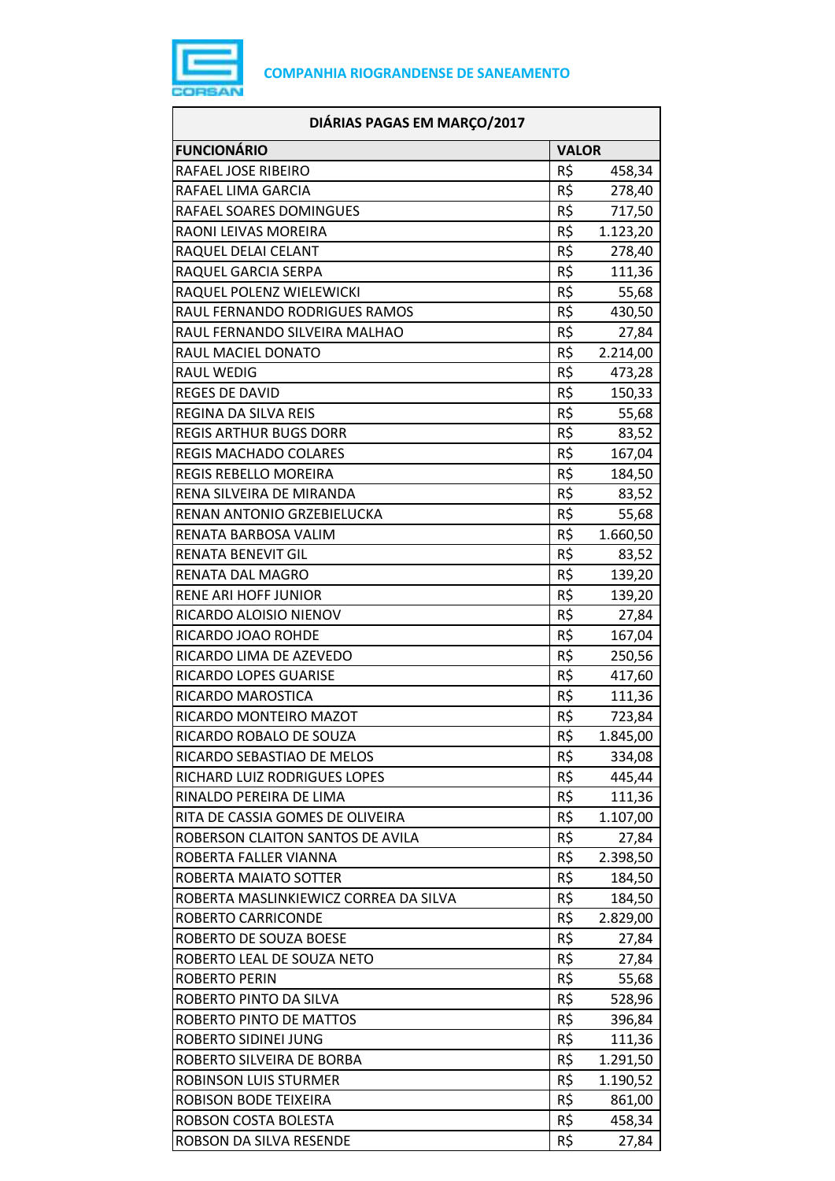**COMPANHIA RIOGRANDENSE DE SANEAMENTO**

| DIÁRIAS PAGAS EM MARÇO/2017 | |
|---|---|
| **FUNCIONÁRIO** | **VALOR** |
| RAFAEL JOSE RIBEIRO | R$ 458,34 |
| RAFAEL LIMA GARCIA | R$ 278,40 |
| RAFAEL SOARES DOMINGUES | R$ 717,50 |
| RAONI LEIVAS MOREIRA | R$ 1.123,20 |
| RAQUEL DELAI CELANT | R$ 278,40 |
| RAQUEL GARCIA SERPA | R$ 111,36 |
| RAQUEL POLENZ WIELEWICKI | R$ 55,68 |
| RAUL FERNANDO RODRIGUES RAMOS | R$ 430,50 |
| RAUL FERNANDO SILVEIRA MALHAO | R$ 27,84 |
| RAUL MACIEL DONATO | R$ 2.214,00 |
| RAUL WEDIG | R$ 473,28 |
| REGES DE DAVID | R$ 150,33 |
| REGINA DA SILVA REIS | R$ 55,68 |
| REGIS ARTHUR BUGS DORR | R$ 83,52 |
| REGIS MACHADO COLARES | R$ 167,04 |
| REGIS REBELLO MOREIRA | R$ 184,50 |
| RENA SILVEIRA DE MIRANDA | R$ 83,52 |
| RENAN ANTONIO GRZEBIELUCKA | R$ 55,68 |
| RENATA BARBOSA VALIM | R$ 1.660,50 |
| RENATA BENEVIT GIL | R$ 83,52 |
| RENATA DAL MAGRO | R$ 139,20 |
| RENE ARI HOFF JUNIOR | R$ 139,20 |
| RICARDO ALOISIO NIENOV | R$ 27,84 |
| RICARDO JOAO ROHDE | R$ 167,04 |
| RICARDO LIMA DE AZEVEDO | R$ 250,56 |
| RICARDO LOPES GUARISE | R$ 417,60 |
| RICARDO MAROSTICA | R$ 111,36 |
| RICARDO MONTEIRO MAZOT | R$ 723,84 |
| RICARDO ROBALO DE SOUZA | R$ 1.845,00 |
| RICARDO SEBASTIAO DE MELOS | R$ 334,08 |
| RICHARD LUIZ RODRIGUES LOPES | R$ 445,44 |
| RINALDO PEREIRA DE LIMA | R$ 111,36 |
| RITA DE CASSIA GOMES DE OLIVEIRA | R$ 1.107,00 |
| ROBERSON CLAITON SANTOS DE AVILA | R$ 27,84 |
| ROBERTA FALLER VIANNA | R$ 2.398,50 |
| ROBERTA MAIATO SOTTER | R$ 184,50 |
| ROBERTA MASLINKIEWICZ CORREA DA SILVA | R$ 184,50 |
| ROBERTO CARRICONDE | R$ 2.829,00 |
| ROBERTO DE SOUZA BOESE | R$ 27,84 |
| ROBERTO LEAL DE SOUZA NETO | R$ 27,84 |
| ROBERTO PERIN | R$ 55,68 |
| ROBERTO PINTO DA SILVA | R$ 528,96 |
| ROBERTO PINTO DE MATTOS | R$ 396,84 |
| ROBERTO SIDINEI JUNG | R$ 111,36 |
| ROBERTO SILVEIRA DE BORBA | R$ 1.291,50 |
| ROBINSON LUIS STURMER | R$ 1.190,52 |
| ROBISON BODE TEIXEIRA | R$ 861,00 |
| ROBSON COSTA BOLESTA | R$ 458,34 |
| ROBSON DA SILVA RESENDE | R$ 27,84 |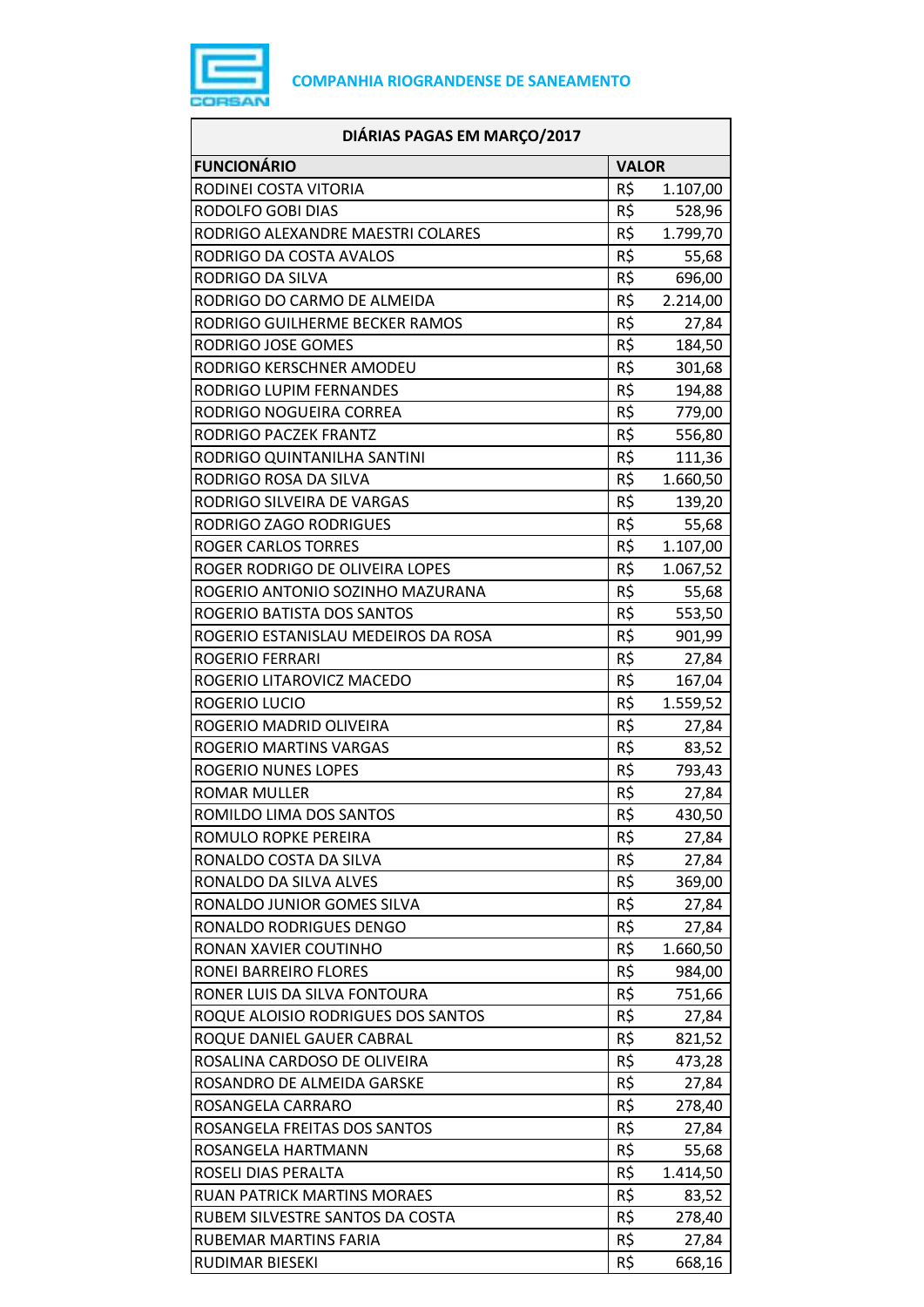COMPANHIA RIOGRANDENSE DE SANEAMENTO

| DIÁRIAS PAGAS EM MARÇO/2017 | |
|---|---|
| **FUNCIONÁRIO** | **VALOR** |
| RODINEI COSTA VITORIA | R$ 1.107,00 |
| RODOLFO GOBI DIAS | R$ 528,96 |
| RODRIGO ALEXANDRE MAESTRI COLARES | R$ 1.799,70 |
| RODRIGO DA COSTA AVALOS | R$ 55,68 |
| RODRIGO DA SILVA | R$ 696,00 |
| RODRIGO DO CARMO DE ALMEIDA | R$ 2.214,00 |
| RODRIGO GUILHERME BECKER RAMOS | R$ 27,84 |
| RODRIGO JOSE GOMES | R$ 184,50 |
| RODRIGO KERSCHNER AMODEU | R$ 301,68 |
| RODRIGO LUPIM FERNANDES | R$ 194,88 |
| RODRIGO NOGUEIRA CORREA | R$ 779,00 |
| RODRIGO PACZEK FRANTZ | R$ 556,80 |
| RODRIGO QUINTANILHA SANTINI | R$ 111,36 |
| RODRIGO ROSA DA SILVA | R$ 1.660,50 |
| RODRIGO SILVEIRA DE VARGAS | R$ 139,20 |
| RODRIGO ZAGO RODRIGUES | R$ 55,68 |
| ROGER CARLOS TORRES | R$ 1.107,00 |
| ROGER RODRIGO DE OLIVEIRA LOPES | R$ 1.067,52 |
| ROGERIO ANTONIO SOZINHO MAZURANA | R$ 55,68 |
| ROGERIO BATISTA DOS SANTOS | R$ 553,50 |
| ROGERIO ESTANISLAU MEDEIROS DA ROSA | R$ 901,99 |
| ROGERIO FERRARI | R$ 27,84 |
| ROGERIO LITAROVICZ MACEDO | R$ 167,04 |
| ROGERIO LUCIO | R$ 1.559,52 |
| ROGERIO MADRID OLIVEIRA | R$ 27,84 |
| ROGERIO MARTINS VARGAS | R$ 83,52 |
| ROGERIO NUNES LOPES | R$ 793,43 |
| ROMAR MULLER | R$ 27,84 |
| ROMILDO LIMA DOS SANTOS | R$ 430,50 |
| ROMULO ROPKE PEREIRA | R$ 27,84 |
| RONALDO COSTA DA SILVA | R$ 27,84 |
| RONALDO DA SILVA ALVES | R$ 369,00 |
| RONALDO JUNIOR GOMES SILVA | R$ 27,84 |
| RONALDO RODRIGUES DENGO | R$ 27,84 |
| RONAN XAVIER COUTINHO | R$ 1.660,50 |
| RONEI BARREIRO FLORES | R$ 984,00 |
| RONER LUIS DA SILVA FONTOURA | R$ 751,66 |
| ROQUE ALOISIO RODRIGUES DOS SANTOS | R$ 27,84 |
| ROQUE DANIEL GAUER CABRAL | R$ 821,52 |
| ROSALINA CARDOSO DE OLIVEIRA | R$ 473,28 |
| ROSANDRO DE ALMEIDA GARSKE | R$ 27,84 |
| ROSANGELA CARRARO | R$ 278,40 |
| ROSANGELA FREITAS DOS SANTOS | R$ 27,84 |
| ROSANGELA HARTMANN | R$ 55,68 |
| ROSELI DIAS PERALTA | R$ 1.414,50 |
| RUAN PATRICK MARTINS MORAES | R$ 83,52 |
| RUBEM SILVESTRE SANTOS DA COSTA | R$ 278,40 |
| RUBEMAR MARTINS FARIA | R$ 27,84 |
| RUDIMAR BIESEKI | R$ 668,16 |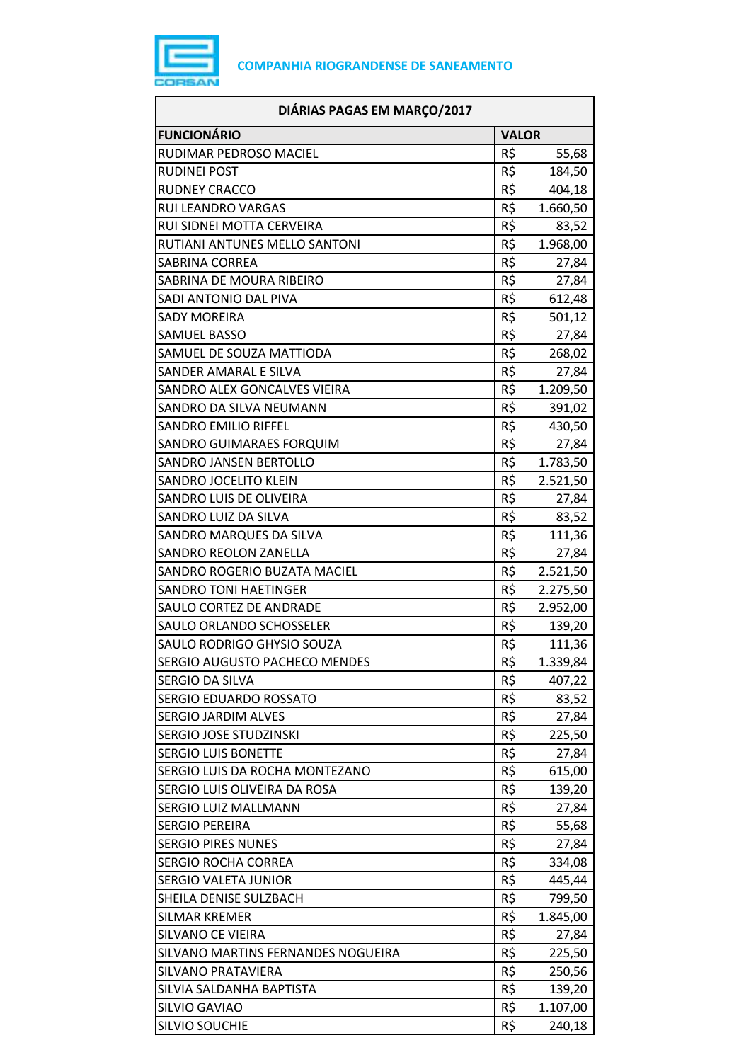COMPANHIA RIOGRANDENSE DE SANEAMENTO

| DIÁRIAS PAGAS EM MARÇO/2017 | |
|---|---|
| **FUNCIONÁRIO** | **VALOR** |
| RUDIMAR PEDROSO MACIEL | R$ 55,68 |
| RUDINEI POST | R$ 184,50 |
| RUDNEY CRACCO | R$ 404,18 |
| RUI LEANDRO VARGAS | R$ 1.660,50 |
| RUI SIDNEI MOTTA CERVEIRA | R$ 83,52 |
| RUTIANI ANTUNES MELLO SANTONI | R$ 1.968,00 |
| SABRINA CORREA | R$ 27,84 |
| SABRINA DE MOURA RIBEIRO | R$ 27,84 |
| SADI ANTONIO DAL PIVA | R$ 612,48 |
| SADY MOREIRA | R$ 501,12 |
| SAMUEL BASSO | R$ 27,84 |
| SAMUEL DE SOUZA MATTIODA | R$ 268,02 |
| SANDER AMARAL E SILVA | R$ 27,84 |
| SANDRO ALEX GONCALVES VIEIRA | R$ 1.209,50 |
| SANDRO DA SILVA NEUMANN | R$ 391,02 |
| SANDRO EMILIO RIFFEL | R$ 430,50 |
| SANDRO GUIMARAES FORQUIM | R$ 27,84 |
| SANDRO JANSEN BERTOLLO | R$ 1.783,50 |
| SANDRO JOCELITO KLEIN | R$ 2.521,50 |
| SANDRO LUIS DE OLIVEIRA | R$ 27,84 |
| SANDRO LUIZ DA SILVA | R$ 83,52 |
| SANDRO MARQUES DA SILVA | R$ 111,36 |
| SANDRO REOLON ZANELLA | R$ 27,84 |
| SANDRO ROGERIO BUZATA MACIEL | R$ 2.521,50 |
| SANDRO TONI HAETINGER | R$ 2.275,50 |
| SAULO CORTEZ DE ANDRADE | R$ 2.952,00 |
| SAULO ORLANDO SCHOSSELER | R$ 139,20 |
| SAULO RODRIGO GHYSIO SOUZA | R$ 111,36 |
| SERGIO AUGUSTO PACHECO MENDES | R$ 1.339,84 |
| SERGIO DA SILVA | R$ 407,22 |
| SERGIO EDUARDO ROSSATO | R$ 83,52 |
| SERGIO JARDIM ALVES | R$ 27,84 |
| SERGIO JOSE STUDZINSKI | R$ 225,50 |
| SERGIO LUIS BONETTE | R$ 27,84 |
| SERGIO LUIS DA ROCHA MONTEZANO | R$ 615,00 |
| SERGIO LUIS OLIVEIRA DA ROSA | R$ 139,20 |
| SERGIO LUIZ MALLMANN | R$ 27,84 |
| SERGIO PEREIRA | R$ 55,68 |
| SERGIO PIRES NUNES | R$ 27,84 |
| SERGIO ROCHA CORREA | R$ 334,08 |
| SERGIO VALETA JUNIOR | R$ 445,44 |
| SHEILA DENISE SULZBACH | R$ 799,50 |
| SILMAR KREMER | R$ 1.845,00 |
| SILVANO CE VIEIRA | R$ 27,84 |
| SILVANO MARTINS FERNANDES NOGUEIRA | R$ 225,50 |
| SILVANO PRATAVIERA | R$ 250,56 |
| SILVIA SALDANHA BAPTISTA | R$ 139,20 |
| SILVIO GAVIAO | R$ 1.107,00 |
| SILVIO SOUCHIE | R$ 240,18 |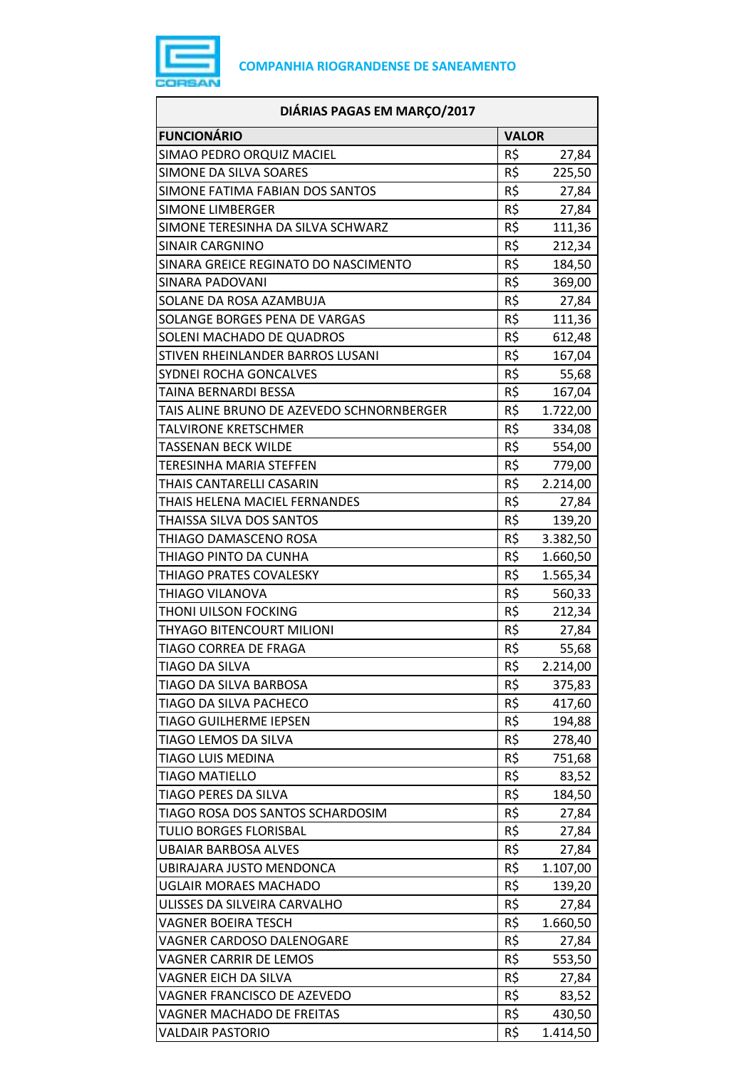**COMPANHIA RIOGRANDENSE DE SANEAMENTO**

| DIÁRIAS PAGAS EM MARÇO/2017 | |
|---|---|
| **FUNCIONÁRIO** | **VALOR** |
| SIMAO PEDRO ORQUIZ MACIEL | R$ 27,84 |
| SIMONE DA SILVA SOARES | R$ 225,50 |
| SIMONE FATIMA FABIAN DOS SANTOS | R$ 27,84 |
| SIMONE LIMBERGER | R$ 27,84 |
| SIMONE TERESINHA DA SILVA SCHWARZ | R$ 111,36 |
| SINAIR CARGNINO | R$ 212,34 |
| SINARA GREICE REGINATO DO NASCIMENTO | R$ 184,50 |
| SINARA PADOVANI | R$ 369,00 |
| SOLANE DA ROSA AZAMBUJA | R$ 27,84 |
| SOLANGE BORGES PENA DE VARGAS | R$ 111,36 |
| SOLENI MACHADO DE QUADROS | R$ 612,48 |
| STIVEN RHEINLANDER BARROS LUSANI | R$ 167,04 |
| SYDNEI ROCHA GONCALVES | R$ 55,68 |
| TAINA BERNARDI BESSA | R$ 167,04 |
| TAIS ALINE BRUNO DE AZEVEDO SCHNORNBERGER | R$ 1.722,00 |
| TALVIRONE KRETSCHMER | R$ 334,08 |
| TASSENAN BECK WILDE | R$ 554,00 |
| TERESINHA MARIA STEFFEN | R$ 779,00 |
| THAIS CANTARELLI CASARIN | R$ 2.214,00 |
| THAIS HELENA MACIEL FERNANDES | R$ 27,84 |
| THAISSA SILVA DOS SANTOS | R$ 139,20 |
| THIAGO DAMASCENO ROSA | R$ 3.382,50 |
| THIAGO PINTO DA CUNHA | R$ 1.660,50 |
| THIAGO PRATES COVALESKY | R$ 1.565,34 |
| THIAGO VILANOVA | R$ 560,33 |
| THONI UILSON FOCKING | R$ 212,34 |
| THYAGO BITENCOURT MILIONI | R$ 27,84 |
| TIAGO CORREA DE FRAGA | R$ 55,68 |
| TIAGO DA SILVA | R$ 2.214,00 |
| TIAGO DA SILVA BARBOSA | R$ 375,83 |
| TIAGO DA SILVA PACHECO | R$ 417,60 |
| TIAGO GUILHERME IEPSEN | R$ 194,88 |
| TIAGO LEMOS DA SILVA | R$ 278,40 |
| TIAGO LUIS MEDINA | R$ 751,68 |
| TIAGO MATIELLO | R$ 83,52 |
| TIAGO PERES DA SILVA | R$ 184,50 |
| TIAGO ROSA DOS SANTOS SCHARDOSIM | R$ 27,84 |
| TULIO BORGES FLORISBAL | R$ 27,84 |
| UBAIAR BARBOSA ALVES | R$ 27,84 |
| UBIRAJARA JUSTO MENDONCA | R$ 1.107,00 |
| UGLAIR MORAES MACHADO | R$ 139,20 |
| ULISSES DA SILVEIRA CARVALHO | R$ 27,84 |
| VAGNER BOEIRA TESCH | R$ 1.660,50 |
| VAGNER CARDOSO DALENOGARE | R$ 27,84 |
| VAGNER CARRIR DE LEMOS | R$ 553,50 |
| VAGNER EICH DA SILVA | R$ 27,84 |
| VAGNER FRANCISCO DE AZEVEDO | R$ 83,52 |
| VAGNER MACHADO DE FREITAS | R$ 430,50 |
| VALDAIR PASTORIO | R$ 1.414,50 |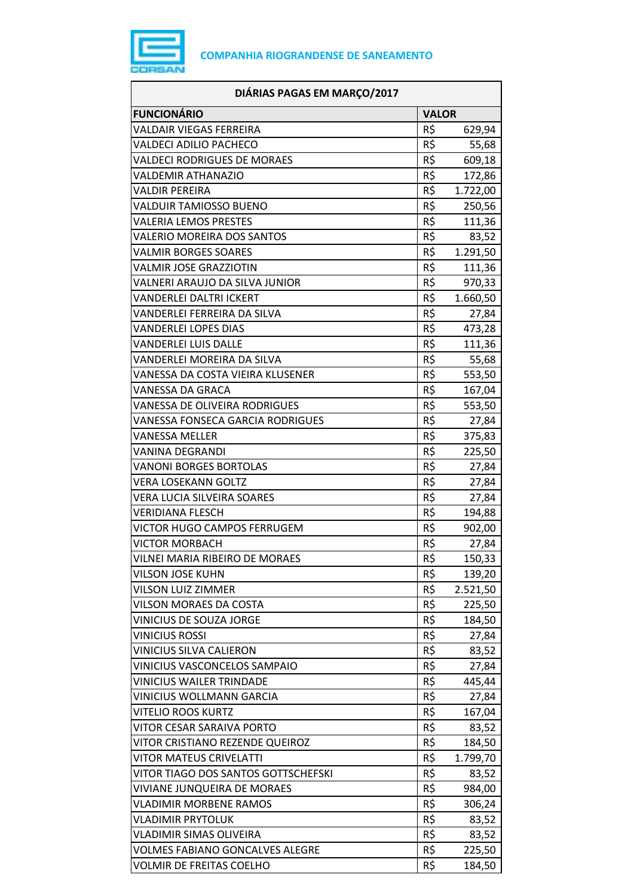**COMPANHIA RIOGRANDENSE DE SANEAMENTO**

| DIÁRIAS PAGAS EM MARÇO/2017 | | |
|---|---|---|
| **FUNCIONÁRIO** | **VALOR** | |
| VALDAIR VIEGAS FERREIRA | R$ | 629,94 |
| VALDECI ADILIO PACHECO | R$ | 55,68 |
| VALDECI RODRIGUES DE MORAES | R$ | 609,18 |
| VALDEMIR ATHANAZIO | R$ | 172,86 |
| VALDIR PEREIRA | R$ | 1.722,00 |
| VALDUIR TAMIOSSO BUENO | R$ | 250,56 |
| VALERIA LEMOS PRESTES | R$ | 111,36 |
| VALERIO MOREIRA DOS SANTOS | R$ | 83,52 |
| VALMIR BORGES SOARES | R$ | 1.291,50 |
| VALMIR JOSE GRAZZIOTIN | R$ | 111,36 |
| VALNERI ARAUJO DA SILVA JUNIOR | R$ | 970,33 |
| VANDERLEI DALTRI ICKERT | R$ | 1.660,50 |
| VANDERLEI FERREIRA DA SILVA | R$ | 27,84 |
| VANDERLEI LOPES DIAS | R$ | 473,28 |
| VANDERLEI LUIS DALLE | R$ | 111,36 |
| VANDERLEI MOREIRA DA SILVA | R$ | 55,68 |
| VANESSA DA COSTA VIEIRA KLUSENER | R$ | 553,50 |
| VANESSA DA GRACA | R$ | 167,04 |
| VANESSA DE OLIVEIRA RODRIGUES | R$ | 553,50 |
| VANESSA FONSECA GARCIA RODRIGUES | R$ | 27,84 |
| VANESSA MELLER | R$ | 375,83 |
| VANINA DEGRANDI | R$ | 225,50 |
| VANONI BORGES BORTOLAS | R$ | 27,84 |
| VERA LOSEKANN GOLTZ | R$ | 27,84 |
| VERA LUCIA SILVEIRA SOARES | R$ | 27,84 |
| VERIDIANA FLESCH | R$ | 194,88 |
| VICTOR HUGO CAMPOS FERRUGEM | R$ | 902,00 |
| VICTOR MORBACH | R$ | 27,84 |
| VILNEI MARIA RIBEIRO DE MORAES | R$ | 150,33 |
| VILSON JOSE KUHN | R$ | 139,20 |
| VILSON LUIZ ZIMMER | R$ | 2.521,50 |
| VILSON MORAES DA COSTA | R$ | 225,50 |
| VINICIUS DE SOUZA JORGE | R$ | 184,50 |
| VINICIUS ROSSI | R$ | 27,84 |
| VINICIUS SILVA CALIERON | R$ | 83,52 |
| VINICIUS VASCONCELOS SAMPAIO | R$ | 27,84 |
| VINICIUS WAILER TRINDADE | R$ | 445,44 |
| VINICIUS WOLLMANN GARCIA | R$ | 27,84 |
| VITELIO ROOS KURTZ | R$ | 167,04 |
| VITOR CESAR SARAIVA PORTO | R$ | 83,52 |
| VITOR CRISTIANO REZENDE QUEIROZ | R$ | 184,50 |
| VITOR MATEUS CRIVELATTI | R$ | 1.799,70 |
| VITOR TIAGO DOS SANTOS GOTTSCHEFSKI | R$ | 83,52 |
| VIVIANE JUNQUEIRA DE MORAES | R$ | 984,00 |
| VLADIMIR MORBENE RAMOS | R$ | 306,24 |
| VLADIMIR PRYTOLUK | R$ | 83,52 |
| VLADIMIR SIMAS OLIVEIRA | R$ | 83,52 |
| VOLMES FABIANO GONCALVES ALEGRE | R$ | 225,50 |
| VOLMIR DE FREITAS COELHO | R$ | 184,50 |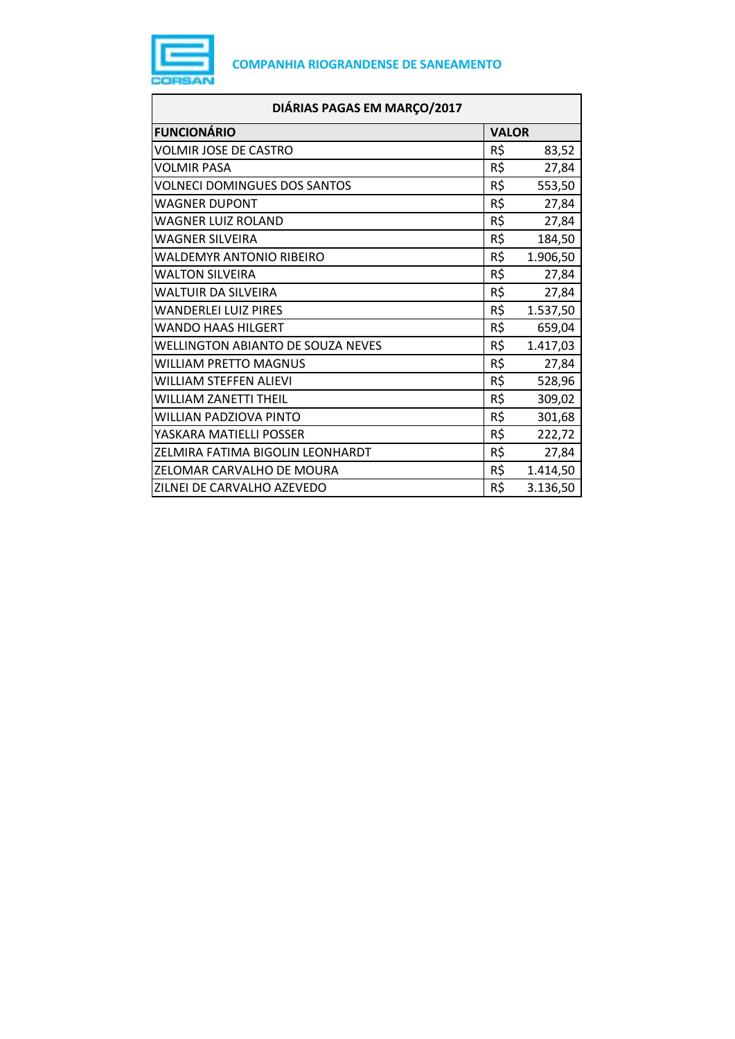COMPANHIA RIOGRANDENSE DE SANEAMENTO

| DIÁRIAS PAGAS EM MARÇO/2017 | |
|---|---|
| **FUNCIONÁRIO** | **VALOR** |
| VOLMIR JOSE DE CASTRO | R$ 83,52 |
| VOLMIR PASA | R$ 27,84 |
| VOLNECI DOMINGUES DOS SANTOS | R$ 553,50 |
| WAGNER DUPONT | R$ 27,84 |
| WAGNER LUIZ ROLAND | R$ 27,84 |
| WAGNER SILVEIRA | R$ 184,50 |
| WALDEMYR ANTONIO RIBEIRO | R$ 1.906,50 |
| WALTON SILVEIRA | R$ 27,84 |
| WALTUIR DA SILVEIRA | R$ 27,84 |
| WANDERLEI LUIZ PIRES | R$ 1.537,50 |
| WANDO HAAS HILGERT | R$ 659,04 |
| WELLINGTON ABIANTO DE SOUZA NEVES | R$ 1.417,03 |
| WILLIAM PRETTO MAGNUS | R$ 27,84 |
| WILLIAM STEFFEN ALIEVI | R$ 528,96 |
| WILLIAM ZANETTI THEIL | R$ 309,02 |
| WILLIAN PADZIOVA PINTO | R$ 301,68 |
| YASKARA MATIELLI POSSER | R$ 222,72 |
| ZELMIRA FATIMA BIGOLIN LEONHARDT | R$ 27,84 |
| ZELOMAR CARVALHO DE MOURA | R$ 1.414,50 |
| ZILNEI DE CARVALHO AZEVEDO | R$ 3.136,50 |